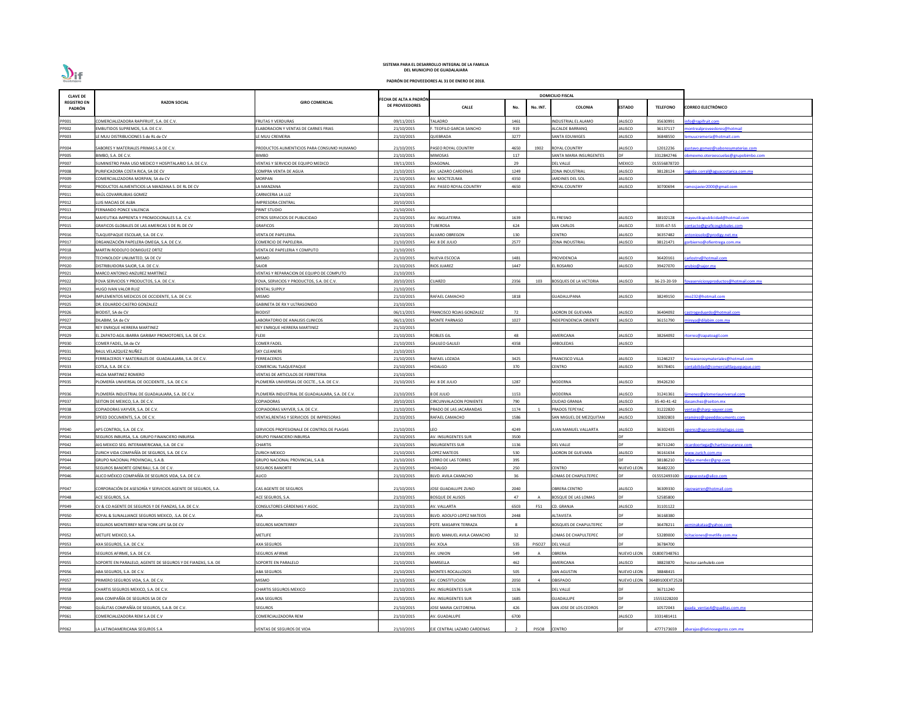**SISTEMA PARA EL DESARROLLO INTEGRAL DE LA FAMILIA**
**DEL MUNICIPIO DE GUADALAJARA**

**PADRÓN DE PROVEEDORES AL 31 DE ENERO DE 2018.**

| CLAVE DE REGISTRO EN PADRÓN | RAZON SOCIAL | GIRO COMERCIAL | FECHA DE ALTA A PADRÓN DE PROVEEDORES | DOMICILIO FISCAL | | | | | | | |
|---|---|---|---|---|---|---|---|---|---|---|---|
| | | | | CALLE | No. | No. INT. | COLONIA | ESTADO | TELEFONO | CORREO ELECTRÓNICO |
| PP001 | COMERCIALIZADORA RAPIFRUIT, S.A. DE C.V. | FRUTAS Y VERDURAS | 09/11/2015 | TALADRO | 1461 | | INDUSTRIAL EL ALAMO | JALISCO | 35630991 | info@rapifruit.com |
| PP002 | EMBUTIDOS SUPREMOS, S.A. DE C.V. | ELABORACION Y VENTAS DE CARNES FRIAS | 21/10/2015 | F. TEOFILO GARCIA SANCHO | 919 | | ALCALDE BARRANQ | JALISCO | 36137117 | montrealproveedores@hotmail |
| PP003 | LE MUU DISTRIBUCIONES S de RL de CV | LE MUU CREMERIA | 21/10/2015 | QUEBRADA | 3277 | | SANTA EDUWIGES | JALISCO | 36848550 | lemuucremeria@hotmail.com |
| PP004 | SABORES Y MATERIALES PRIMAS S.A DE C.V. | PRODUCTOS ALIMENTICIOS PARA CONSUMO HUMANO | 21/10/2015 | PASEO ROYAL COUNTRY | 4650 | 1902 | ROYAL COUNTRY | JALISCO | 12012236 | gustavo.gomez@saboresymaterias.com |
| PP005 | BIMBO, S.A. DE C.V. | BIMBO | 21/10/2015 | MIMOSAS | 117 | | SANTA MARIA INSURGENTES | DF | 3312842746 | obmexmo.oteroescuelas@grupobimbo.com |
| PP007 | SUMINISTRO PARA USO MEDICO Y HOSPITALARIO S.A. DE C.V. | VENTAS Y SERVICIO DE EQUIPO MEDICO | 19/11/2015 | DIAGONAL | 29 | | DEL VALLE | MEXICO | 015556878720 | |
| PP008 | PURIFICADORA COSTA RICA, SA DE CV | COMPRA VENTA DE AGUA | 21/10/2015 | AV. LAZARO CARDENAS | 1249 | | ZONA INDUSTRIAL | JALISCO | 38128124 | rogelio.corral@aguacostarica.com.mx |
| PP009 | COMERCIALIZADORA MORPAN, SA de CV | MORPAN | 21/10/2015 | AV. MOCTEZUMA | 4350 | | JARDINES DEL SOL | JALISCO | | |
| PP010 | PRODUCTOS ALIMENTICIOS LA MANZANA S. DE RL DE CV | LA MANZANA | 21/10/2015 | AV. PASEO ROYAL COUNTRY | 4650 | | ROYAL COUNTRY | JALISCO | 30700694 | ramosjavier2000@gmail.com |
| PP011 | RAÚL COVARRUBIAS GOMEZ | CARNICERIA LA LUZ | 21/10/2015 | | | | | | | |
| PP012 | LUIS MACIAS DE ALBA | IMPRESORA CENTRAL | 20/10/2015 | | | | | | | |
| PP013 | FERNANDO PONCE VALENCIA | PRINT STUDIO | 21/10/2015 | | | | | | | |
| PP014 | MAYEUTIKA IMPRENTA Y PROMOCIONALES S.A. C.V. | OTROS SERVICIOS DE PUBLICIDAD | 21/10/2015 | AV. INGLATERRA | 1639 | | EL FRESNO | JALISCO | 38102128 | mayeutikapublicidad@hotmail.com |
| PP015 | GRAFICOS GLOBALES DE LAS AMERICAS S DE RL DE CV | GRAFICOS | 20/10/2015 | TUBEROSA | 624 | | SAN CARLOS | JALISCO | 3335-67-55 | contacto@graficosglobales.com |
| PP016 | TLAQUEPAQUE ESCOLAR, S.A. DE C.V. | VENTA DE PAPELERIA. | 21/10/2015 | ALVARO OBREGON | 130 | | CENTRO | JALISCO | 36357482 | antoniosolo@prodigy.net.mx |
| PP017 | ORGANIZACIÓN PAPELERA OMEGA, S.A. DE C.V. | COMERCIO DE PAPELERIA. | 21/10/2015 | AV. 8 DE JULIO | 2577 | | ZONA INDUSTRIAL | JALISCO | 38121471 | gorbierno@ofientrega.com.mx |
| PP018 | MARTIN RODOLFO DOMIGUEZ ORTIZ | VENTA DE PAPELERIA Y COMPUTO | 21/10/2015 | | | | | | | |
| PP019 | TECHNOLOGY UNLIMITED, SA DE CV | MISMO | 21/10/2015 | NUEVA ESCOCIA | 1481 | | PROVIDENCIA | JALISCO | 36420161 | carlostrv@hotmail.com |
| PP020 | DISTRIBUIDORA SAJOR, S.A. DE C.V. | SAJOR | 21/10/2015 | RIOS JUAREZ | 1447 | | EL ROSARIO | JALISCO | 39427070 | arubio@sajor.mx |
| PP021 | MARCO ANTONIO ANZUREZ MARTÍNEZ | VENTAS Y REPARACION DE EQUIPO DE COMPUTO | 21/10/2015 | | | | | | | |
| PP022 | FOVA SERVICIOS Y PRODUCTOS, S.A. DE C.V. | FOVA, SERVICIOS Y PRODUCTOS, S.A. DE C.V. | 20/10/2015 | CUARZO | 2356 | 103 | BOSQUES DE LA VICTORIA | JALISCO | 36-23-20-59 | fovaserviciosyproductos@hotmail.com.mx |
| PP023 | HUGO IVAN VALOR RUIZ | DENTAL SUPPLY | 21/10/2015 | | | | | | | |
| PP024 | IMPLEMENTOS MEDICOS DE OCCIDENTE, S.A. DE C.V. | MISMO | 21/10/2015 | RAFAEL CAMACHO | 1818 | | GUADALUPANA | JALISCO | 38249150 | imo232@hotmail.com |
| PP025 | DR. EDUARDO CASTRO GONZALEZ | GABINETA DE RX Y ULTRASONIDO | 21/10/2015 | | | | | | | |
| PP026 | BIODIST, SA de CV | BIODIST | 06/11/2015 | FRANCISCO ROJAS GONZALEZ | 72 | | LADRON DE GUEVARA | JALISCO | 36404092 | castrogeduardo@hotmail.com |
| PP027 | DILABIM, SA de CV | LABORATORIO DE ANALISIS CLINICOS | 06/11/2015 | MONTE PARNASO | 1027 | | INDEPENDENCIA ORIENTE | JALISCO | 36151790 | mireya@dilabim.com.mx |
| PP028 | REY ENRIQUE HERRERA MARTINEZ | REY ENRIQUE HERRERA MARTINEZ | 21/10/2015 | | | | | | | |
| PP029 | EL ZAPATO AGIL IBARRA GARIBAY PROMOTORES, S.A. DE C.V. | FLEXI | 21/10/2015 | ROBLES GIL | 48 | | AMERICANA | JALISCO | 38264092 | rtorres@zapatoagil.com |
| PP030 | COMER FADEL, SA de CV | COMER FADEL | 21/10/2015 | GALILEO GALILEI | 4358 | | ARBOLEDAS | JALISCO | | |
| PP031 | RAUL VELAZQUEZ NUÑEZ | SKY CLEANERS | 21/10/2015 | | | | | | | |
| PP032 | FERREACEROS Y MATERIALES DE GUADALAJARA, S.A. DE C.V. | FERREACEROS | 21/10/2015 | RAFAEL LOZADA | 3425 | | FRANCISCO VILLA | JALISCO | 31246237 | ferreacerosymateriales@hotmail.com |
| PP033 | COTLA, S.A. DE C.V. | COMERCIAL TLAQUEPAQUE | 21/10/2015 | HIDALGO | 370 | | CENTRO | JALISCO | 36578401 | contabilidad@comercialtlaquepaque.com |
| PP034 | HILDA MARTINEZ ROMERO | VENTAS DE ARTICULOS DE FERRETERIA | 21/10/2015 | | | | | | | |
| PP035 | PLOMERÍA UNIVERSAL DE OCCIDENTE., S.A. DE C.V. | PLOMERÍA UNIVERSAL DE OCCTE., S.A. DE C.V. | 21/10/2015 | AV. 8 DE JULIO | 1287 | | MODERNA | JALISCO | 39426230 | |
| PP036 | PLOMERÍA INDUSTRIAL DE GUADALAJARA, S.A. DE C.V. | PLOMERÍA INDUSTRIAL DE GUADALAJARA, S.A. DE C.V. | 21/10/2015 | 8 DE JULIO | 1153 | | MODERNA | JALISCO | 31241361 | ljimenez@plomeriauniversal.com |
| PP037 | SEITON DE MEXICO, S.A. DE C.V. | COPIADORAS | 20/10/2015 | CIRCUNVALACION PONIENTE | 790 | | CIUDAD GRANJA | JALISCO | 35-40-41-42 | dasanchez@seiton.mx |
| PP038 | COPIADORAS VAYVER, S.A. DE C.V. | COPIADORAS VAYVER, S.A. DE C.V. | 21/10/2015 | PRADO DE LAS JACARANDAS | 1174 | 1 | PRADOS TEPEYAC | JALISCO | 31222820 | ventas@sharp-vayver.com |
| PP039 | SPEED DOCUMENTS, S.A. DE C.V. | VENTAS,RENTAS Y SERVICIOS DE IMPRESORAS | 21/10/2015 | RAFAEL CAMACHO | 1586 | | SAN MIGUEL DE MEZQUITAN | JALISCO | 32802803 | eramirez@speeddocuments.com |
| PP040 | APS CONTROL, S.A. DE C.V. | SERVICIOS PROFESIONALE DE CONTROL DE PLAGAS | 21/10/2015 | LEO | 4249 | | JUAN MANUEL VALLARTA | JALISCO | 36302435 | operez@apcontroldeplagas.com |
| PP041 | SEGUROS INBURSA, S.A. GRUPO FINANCIERO INBURSA | GRUPO FINANCIERO INBURSA | 21/10/2015 | AV. INSURGENTES SUR | 3500 | | | DF | | |
| PP042 | AIG MEXICO SEG. INTERAMERICANA, S.A. DE C.V. | CHARTIS | 21/10/2015 | INSURGENTES SUR | 1136 | | DEL VALLE | DF | 36711240 | ricardoortega@chartisinsurance.com |
| PP043 | ZURICH VIDA COMPAÑÍA DE SEGUROS, S.A. DE C.V. | ZURICH MEXICO | 21/10/2015 | LOPEZ MATEOS | 530 | | LADRON DE GUEVARA | JALISCO | 36161634 | www.zurich.com.mx |
| PP044 | GRUPO NACIONAL PROVINCIAL, S.A.B. | GRUPO NACIONAL PROVINCIAL, S.A.B. | 21/10/2015 | CERRO DE LAS TORRES | 395 | | | DF | 38186210 | felipe.mendez@gnp.com |
| PP045 | SEGUROS BANORTE GENERALI, S.A. DE C.V. | SEGUROS BANORTE | 21/10/2015 | HIDALGO | 250 | | CENTRO | NUEVO LEON | 36482220 | |
| PP046 | ALICO MÉXICO COMPAÑÍA DE SEGUROS VIDA, S.A. DE C.V. | ALICO | 21/10/2015 | BLVD. AVILA CAMACHO | 36 | | LOMAS DE CHAPULTEPEC | DF | 015552493100 | jorgeacosta@alico.com |
| PP047 | CORPORACIÓN DE ASESORÍA Y SERVICIOS AGENTE DE SEGUROS, S.A. | CAS AGENTE DE SEGUROS | 21/10/2015 | JOSE GUADALUPE ZUNO | 2040 | | OBRERA CENTRO | JALISCO | 36309330 | rayowarren@hotmail.com |
| PP048 | ACE SEGUROS, S.A. | ACE SEGUROS, S.A. | 21/10/2015 | BOSQUE DE ALISOS | 47 | A | BOSQUE DE LAS LOMAS | DF | 52585800 | |
| PP049 | CV & CO AGENTE DE SEGUROS Y DE FIANZAS, S.A. DE C.V. | CONSULTORES CÁRDENAS Y ASOC. | 21/10/2015 | AV. VALLARTA | 6503 | F51 | CD. GRANJA | JALISCO | 31101122 | |
| PP050 | ROYAL & SUNALLIANCE SEGUROS MEXICO, .S.A. DE C.V. | RSA | 21/10/2015 | BLVD. ADOLFO LOPEZ MATEOS | 2448 | | ALTAVISTA | DF | 36168380 | |
| PP051 | SEGUROS MONTERREY NEW YORK LIFE SA DE CV | SEGUROS MONTERREY | 21/10/2015 | PDTE. MASARYK TERRAZA | 8 | | BOSQUES DE CHAPULTEPEC | DF | 36478211 | aeminakataa@yahoo.com |
| PP052 | METLIFE MEXICO, S.A. | METLIFE | 21/10/2015 | BLVD. MANUEL AVILA CAMACHO | 32 | | LOMAS DE CHAPULTEPEC | DF | 53289000 | licitaciones@metlife.com.mx |
| PP053 | AXA SEGUROS, S.A. DE C.V. | AXA SEGUROS | 21/10/2015 | AV. XOLA | 535 | PISO27 | DEL VALLE | DF | 36784700 | |
| PP054 | SEGUROS AFIRME, S.A. DE C.V. | SEGUROS AFIRME | 21/10/2015 | AV. UNION | 549 | A | OBRERA | NUEVO LEON | 018007348761 | |
| PP055 | SOPORTE EN PARALELO, AGENTE DE SEGUROS Y DE FIANZAS, S.A. DE | SOPORTE EN PARALELO | 21/10/2015 | MARSELLA | 462 | | AMERICANA | JALISCO | 38823870 | hector.sanhulelo.com |
| PP056 | ABA SEGUROS, S.A. DE C.V. | ABA SEGUROS | 21/10/2015 | MONTES ROCALLOSOS | 505 | | SAN AGUSTIN | NUEVO LEON | 38848415 | |
| PP057 | PRIMERO SEGUROS VIDA, S.A. DE C.V. | MISMO | 21/10/2015 | AV. CONSTITUCION | 2050 | 4 | OBISPADO | NUEVO LEON | 36489100EXT2528 | |
| PP058 | CHARTIS SEGUROS MEXICO, S.A. DE C.V. | CHARTIS SEGUROS MEXICO | 21/10/2015 | AV. INSURGENTES SUR | 1136 | | DEL VALLE | DF | 36711240 | |
| PP059 | ANA COMPAÑÍA DE SEGUROS SA DE CV | ANA SEGUROS | 21/10/2015 | AV. INSURGENTES SUR | 1685 | | GUADALUPE | DF | 15553228200 | |
| PP060 | QUÁLITAS COMPAÑÍA DE SEGUROS, S.A.B. DE C.V. | SEGUROS | 21/10/2015 | JOSE MARIA CASTORENA | 426 | | SAN JOSE DE LOS CEDROS | DF | 10572043 | guada_ventas4@qualitas.com.mx |
| PP061 | COMERCIALIZADORA REM S.A DE C.V | COMERCIALIZADORA REM | 21/10/2015 | AV. GUADALUPE | 6700 | | | JALISCO | 3331481411 | |
| PP062 | LA LATINOAMERICANA SEGUROS S.A | VENTAS DE SEGUROS DE VIDA | 21/10/2015 | EJE CENTRAL LAZARO CARDENAS | 2 | PISO8 | CENTRO | DF | 4777173659 | abarajas@latinoseguros.com.mx |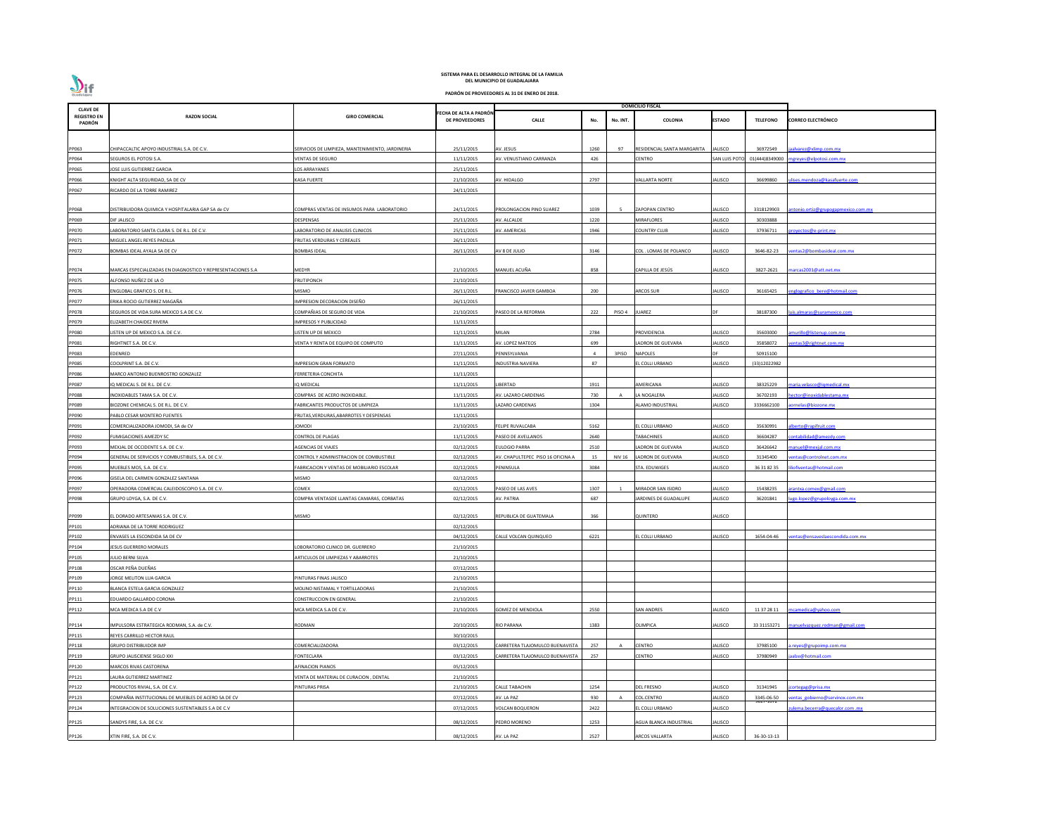**SISTEMA PARA EL DESARROLLO INTEGRAL DE LA FAMILIA**
**DEL MUNICIPIO DE GUADALAJARA**

**PADRÓN DE PROVEEDORES AL 31 DE ENERO DE 2018.**

| CLAVE DE REGISTRO EN PADRÓN | RAZON SOCIAL | GIRO COMERCIAL | FECHA DE ALTA A PADRÓN DE PROVEEDORES | DOMICILIO FISCAL | | | | | | | |
|---|---|---|---|---|---|---|---|---|---|---|---|
| | | | | CALLE | No. | No. INT. | COLONIA | ESTADO | TELEFONO | CORREO ELECTRÓNICO |
| PP063 | CHIPACCALTIC APOYO INDUSTRIAL S.A. DE C.V. | SERVICIOS DE LIMPIEZA, MANTENIMIENTO, JARDINERIA | 25/11/2015 | AV. JESUS | 1260 | 97 | RESIDENCIAL SANTA MARGARITA | JALISCO | 36972549 | jaalvarez@xlimp.com.mx |
| PP064 | SEGUROS EL POTOSI S.A. | VENTAS DE SEGURO | 11/11/2015 | AV. VENUSTIANO CARRANZA | 426 | | CENTRO | SAN LUIS POTO | 01(444)8349000 | mgreyes@elpotosi.com.mx |
| PP065 | JOSE LUIS GUTIERREZ GARCIA | LOS ARRAYANES | 25/11/2015 | | | | | | | |
| PP066 | KNIGHT ALTA SEGURIDAD, SA DE CV | KASA FUERTE | 21/10/2015 | AV. HIDALGO | 2797 | | VALLARTA NORTE | JALISCO | 36699860 | ulises.mendoza@kasafuerte.com |
| PP067 | RICARDO DE LA TORRE RAMIREZ | | 24/11/2015 | | | | | | | |
| PP068 | DISTRIBUIDORA QUIMICA Y HOSPITALARIA GAP SA de CV | COMPRAS VENTAS DE INSUMOS PARA LABORATORIO | 24/11/2015 | PROLONGACION PINO SUAREZ | 1039 | 5 | ZAPOPAN CENTRO | JALISCO | 3318129903 | antonio.ortiz@grupogapmexico.com.mx |
| PP069 | DIF JALISCO | DESPENSAS | 25/11/2015 | AV. ALCALDE | 1220 | | MIRAFLORES | JALISCO | 30303888 | |
| PP070 | LABORATORIO SANTA CLARA S. DE R.L. DE C.V. | LABORATORIO DE ANALISIS CLINICOS | 25/11/2015 | AV. AMERICAS | 1946 | | COUNTRY CLUB | JALISCO | 37936711 | proyectos@e-print.mx |
| PP071 | MIGUEL ANGEL REYES PADILLA | FRUTAS VERDURAS Y CEREALES | 26/11/2015 | | | | | | | |
| PP072 | BOMBAS IDEAL AYALA SA DE CV | BOMBAS IDEAL | 26/11/2015 | AV 8 DE JULIO | 3146 | | COL . LOMAS DE POLANCO | JALISCO | 3646-82-23 | ventas2@bombasideal.com.mx |
| PP074 | MARCAS ESPECIALIZADAS EN DIAGNOSTICO Y REPRESENTACIONES S.A | MEDYR | 21/10/2015 | MANUEL ACUÑA | 858 | | CAPILLA DE JESÚS | JALISCO | 3827-2621 | marcas2001@att.net.mx |
| PP075 | ALFONSO NUÑEZ DE LA O | FRUTIPONCH | 21/10/2015 | | | | | | | |
| PP076 | ENGLOBAL GRAFICO S. DE R.L. | MISMO | 26/11/2015 | FRANCISCO JAVIER GAMBOA | 200 | | ARCOS SUR | JALISCO | 36165425 | englografico_bere@hotmail.com |
| PP077 | ERIKA ROCIO GUTIERREZ MAGAÑA | IMPRESION DECORACION DISEÑO | 26/11/2015 | | | | | | | |
| PP078 | SEGUROS DE VIDA SURA MEXICO S.A DE C.V. | COMPAÑIAS DE SEGURO DE VIDA | 21/10/2015 | PASEO DE LA REFORMA | 222 | PISO 4 | JUAREZ | DF | 38187300 | luis.almaras@suramexico.com |
| PP079 | ELIZABETH CHAIDEZ RIVERA | IMPRESOS Y PUBLICIDAD | 11/11/2015 | | | | | | | |
| PP080 | LISTEN UP DE MEXICO S.A. DE C.V. | LISTEN UP DE MEXICO | 11/11/2015 | MILAN | 2784 | | PROVIDENCIA | JALISCO | 35603000 | amurillo@listenup.com.mx |
| PP081 | RIGHTNET S.A. DE C.V. | VENTA Y RENTA DE EQUIPO DE COMPUTO | 11/11/2015 | AV. LOPEZ MATEOS | 699 | | LADRON DE GUEVARA | JALISCO | 35858072 | ventas3@rightnet.com.mx |
| PP083 | EDENRED | | 27/11/2015 | PENNSYLVANIA | 4 | 3PISO | NAPOLES | DF | 50915100 | |
| PP085 | COOLPRINT S.A. DE C.V. | IMPRESION GRAN FORMATO | 11/11/2015 | INDUSTRIA NAVIERA | 87 | | EL COLLI URBANO | JALISCO | (33)12022982 | |
| PP086 | MARCO ANTONIO BUENROSTRO GONZALEZ | FERRETERIA CONCHITA | 11/11/2015 | | | | | | | |
| PP087 | IQ MEDICAL S. DE R.L. DE C.V. | IQ MEDICAL | 11/11/2015 | LIBERTAD | 1911 | | AMERICANA | JALISCO | 38325229 | maria.velasco@iqmedical.mx |
| PP088 | INOXIDABLES TAMA S.A. DE C.V. | COMPRAS DE ACERO INOXIDABLE. | 11/11/2015 | AV. LAZARO CARDENAS | 730 | A | LA NOGALERA | JALISCO | 36702193 | hector@inoxidablestama.mx |
| PP089 | BIOZONE CHEMICAL S. DE R.L. DE C.V. | FABRICANTES PRODUCTOS DE LIMPIEZA | 11/11/2015 | LAZARO CARDENAS | 1304 | | ALAMO INDUSTRIAL | JALISCO | 3336662100 | aornelas@biozone.mx |
| PP090 | PABLO CESAR MONTERO FUENTES | FRUTAS,VERDURAS,ABARROTES Y DESPENSAS | 11/11/2015 | | | | | | | |
| PP091 | COMERCIALIZADORA JOMODI, SA de CV | JOMODI | 21/10/2015 | FELIPE RUVALCABA | 5162 | | EL COLLI URBANO | JALISCO | 35630991 | alberto@rapifruit.com |
| PP092 | FUMIGACIONES AMEZDY SC | CONTROL DE PLAGAS | 11/11/2015 | PASEO DE AVELLANOS | 2640 | | TABACHINES | JALISCO | 36604287 | contabilidad@amezdy.com |
| PP093 | MEXJAL DE OCCIDENTE S.A. DE C.V. | AGENCIAS DE VIAJES | 02/12/2015 | EULOGIO PARRA | 2510 | | LADRON DE GUEVARA | JALISCO | 36426642 | manuel@mexjal.com.mx |
| PP094 | GENERAL DE SERVICIOS Y COMBUSTIBLES, S.A. DE C.V. | CONTROL Y ADMINISTRACION DE COMBUSTIBLE | 02/12/2015 | AV. CHAPULTEPEC PISO 16 OFICINA A | 15 | NIV 16 | LADRON DE GUEVARA | JALISCO | 31345400 | ventas@controlnet.com.mx |
| PP095 | MUEBLES MOS, S.A. DE C.V. | FABRICACION Y VENTAS DE MOBILIARIO ESCOLAR | 02/12/2015 | PENINSULA | 3084 | | STA. EDUWIGES | JALISCO | 36 31 82 35 | liliofiventas@hotmail.com |
| PP096 | GISELA DEL CARMEN GONZALEZ SANTANA | MISMO | 02/12/2015 | | | | | | | |
| PP097 | OPERADORA COMERCIAL CALEIDOSCOPIO S.A. DE C.V. | COMEX | 02/12/2015 | PASEO DE LAS AVES | 1307 | 1 | MIRADOR SAN ISIDRO | JALISCO | 15438235 | arantxa.comex@gmail.com |
| PP098 | GRUPO LOYGA, S.A. DE C.V. | COMPRA VENTASDE LLANTAS CAMARAS, CORBATAS | 02/12/2015 | AV. PATRIA | 687 | | JARDINES DE GUADALUPE | JALISCO | 36201841 | lugo.lopez@grupoloyga.com.mx |
| PP099 | EL DORADO ARTESANIAS S.A. DE C.V. | MISMO | 02/12/2015 | REPUBLICA DE GUATEMALA | 366 | | QUINTERO | JALISCO | | |
| PP101 | ADRIANA DE LA TORRE RODRIGUEZ | | 02/12/2015 | | | | | | | |
| PP102 | ENVASES LA ESCONDIDA SA DE CV | | 04/12/2015 | CALLE VOLCAN QUINQUEO | 6221 | | EL COLLI URBANO | JALISCO | 1654-04-46 | ventas@ensaveslaescondida.com.mx |
| PP104 | JESUS GUERRERO MORALES | LOBORATORIO CLINICO DR. GUERRERO | 21/10/2015 | | | | | | | |
| PP105 | JULIO BERNI SILVA | ARTICULOS DE LIMPIEZAS Y ABARROTES | 21/10/2015 | | | | | | | |
| PP108 | OSCAR PEÑA DUEÑAS | | 07/12/2015 | | | | | | | |
| PP109 | JORGE MELITON LUA GARCIA | PINTURAS FINAS JALISCO | 21/10/2015 | | | | | | | |
| PP110 | BLANCA ESTELA GARCIA GONZALEZ | MOLINO NISTAMAL Y TORTILLADORAS | 21/10/2015 | | | | | | | |
| PP111 | EDUARDO GALLARDO CORONA | CONSTRUCCION EN GENERAL | 21/10/2015 | | | | | | | |
| PP112 | MCA MEDICA S.A DE C.V | MCA MEDICA S.A DE C.V. | 21/10/2015 | GOMEZ DE MENDIOLA | 2550 | | SAN ANDRES | JALISCO | 11 37 28 11 | mcamedica@yahoo.com |
| PP114 | IMPULSORA ESTRATEGICA RODMAN, S.A. de C.V. | RODMAN | 20/10/2015 | RIO PARANA | 1383 | | OLIMPICA | JALISCO | 33 31153271 | manuelvazquez.rodman@gmail.com |
| PP115 | REYES CARRILLO HECTOR RAUL | | 30/10/2015 | | | | | | | |
| PP118 | GRUPO DISTRIBUIDOR IMP | COMERCIALIZADORA | 03/12/2015 | CARRETERA TLAJOMULCO BUENAVISTA | 257 | A | CENTRO | JALISCO | 37985100 | a.reyes@grupoimp.com.mx |
| PP119 | GRUPO JALISCIENSE SIGLO XXI | FONTECLARA | 03/12/2015 | CARRETERA TLAJOMULCO BUENAVISTA | 257 | | CENTRO | JALISCO | 37980949 | jaalze@hotmail.com |
| PP120 | MARCOS RIVAS CASTORENA | AFINACION PIANOS | 05/12/2015 | | | | | | | |
| PP121 | LAURA GUTIERREZ MARTINEZ | VENTA DE MATERIAL DE CURACION , DENTAL | 21/10/2015 | | | | | | | |
| PP122 | PRODUCTOS RIVIAL, S.A. DE C.V. | PINTURAS PRISA | 21/10/2015 | CALLE TABACHIN | 1254 | | DEL FRESNO | JALISCO | 31341945 | jcortegag@prisa.mx |
| PP123 | COMPAÑIA INSTITUCIONAL DE MUEBLES DE ACERO SA DE CV | | 07/12/2015 | AV. LA PAZ | 930 | A | COL.CENTRO | JALISCO | 3345-06-50 | ventas_gobierno@servinox.com.mx |
| PP124 | INTEGRACION DE SOLUCIONES SUSTENTABLES S.A DE C.V | | 07/12/2015 | VOLCAN BOQUERON | 2422 | | EL COLLI URBANO | JALISCO | 3627-2072 | zulema.becerra@quecalor.com .mx |
| PP125 | SANDYS FIRE, S.A. DE C.V. | | 08/12/2015 | PEDRO MORENO | 1253 | | AGUA BLANCA INDUSTRIAL | JALISCO | | |
| PP126 | XTIN FIRE, S.A. DE C.V. | | 08/12/2015 | AV. LA PAZ | 2527 | | ARCOS VALLARTA | JALISCO | 36-30-13-13 | |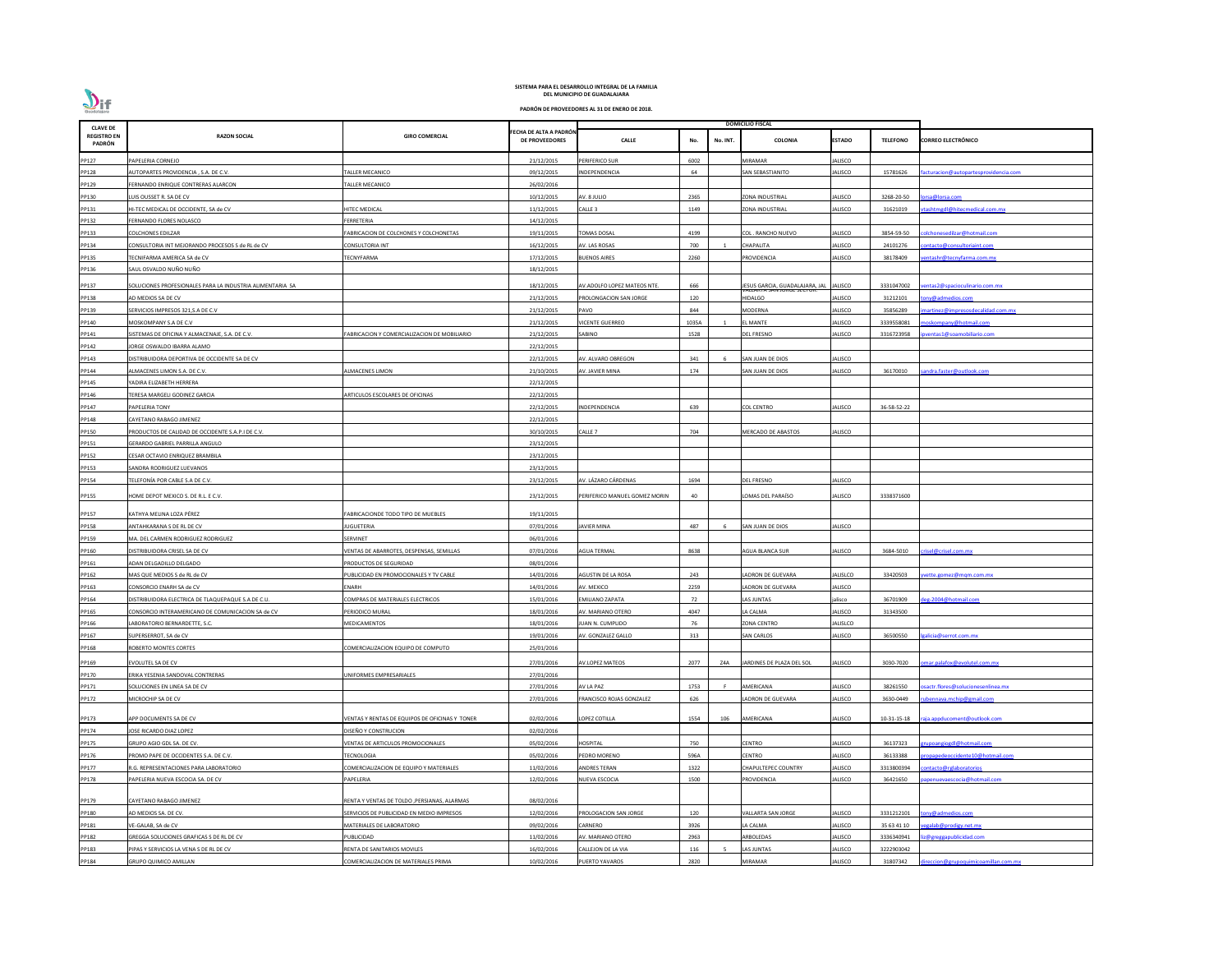# SISTEMA PARA EL DESARROLLO INTEGRAL DE LA FAMILIA DEL MUNICIPIO DE GUADALAJARA

## PADRÓN DE PROVEEDORES AL 31 DE ENERO DE 2018.

| CLAVE DE REGISTRO EN PADRÓN | RAZON SOCIAL | GIRO COMERCIAL | FECHA DE ALTA A PADRÓN DE PROVEEDORES | DOMICILIO FISCAL | | | | | | CORREO ELECTRÓNICO |
|---|---|---|---|---|---|---|---|---|---|---|
| | | | | CALLE | No. | No. INT. | COLONIA | ESTADO | TELEFONO | |
| PP127 | PAPELERIA CORNEJO | | 21/12/2015 | PERIFERICO SUR | 6002 | | MIRAMAR | JALISCO | | |
| PP128 | AUTOPARTES PROVIDENCIA , S.A. DE C.V. | TALLER MECANICO | 09/12/2015 | INDEPENDENCIA | 64 | | SAN SEBASTIANITO | JALISCO | 15781626 | facturacion@autopartesprovidencia.com |
| PP129 | FERNANDO ENRIQUE CONTRERAS ALARCON | TALLER MECANICO | 26/02/2016 | | | | | | | |
| PP130 | LUIS OUSSET R. SA DE CV | | 10/12/2015 | AV. 8 JULIO | 2365 | | ZONA INDUSTRIAL | JALISCO | 3268-20-50 | lorsa@lorsa.com |
| PP131 | HI-TEC MEDICAL DE OCCIDENTE, SA de CV | HITEC MEDICAL | 11/12/2015 | CALLE 3 | 1149 | | ZONA INDUSTRIAL | JALISCO | 31621019 | vtashtmgdl@hitecmedical.com.mx |
| PP132 | FERNANDO FLORES NOLASCO | FERRETERIA | 14/12/2015 | | | | | | | |
| PP133 | COLCHONES EDILZAR | FABRICACION DE COLCHONES Y COLCHONETAS | 19/11/2015 | TOMAS DOSAL | 4199 | | COL . RANCHO NUEVO | JALISCO | 3854-59-50 | colchonesedilzar@hotmail.com |
| PP134 | CONSULTORIA INT MEJORANDO PROCESOS S de RL de CV | CONSULTORIA INT | 16/12/2015 | AV. LAS ROSAS | 700 | 1 | CHAPALITA | JALISCO | 24101276 | contacto@consultoriaint.com |
| PP135 | TECNIFARMA AMERICA SA de CV | TECNYFARMA | 17/12/2015 | BUENOS AIRES | 2260 | | PROVIDENCIA | JALISCO | 38178409 | ventashr@tecnyfarma.com.mx |
| PP136 | SAUL OSVALDO NUÑO NUÑO | | 18/12/2015 | | | | | | | |
| PP137 | SOLUCIONES PROFESIONALES PARA LA INDUSTRIA ALIMENTARIA SA | | 18/12/2015 | AV.ADOLFO LOPEZ MATEOS NTE. | 666 | | JESUS GARCIA, GUADALAJARA, JAL | JALISCO | 3331047002 | ventas2@spacioculinario.com.mx |
| PP138 | AD MEDIOS SA DE CV | | 21/12/2015 | PROLONGACION SAN JORGE | 120 | | VALLARTA SAN JORGE SECTOR: HIDALGO | JALISCO | 31212101 | tony@admedios.com |
| PP139 | SERVICIOS IMPRESOS 321,S.A DE C.V | | 21/12/2015 | PAVO | 844 | | MODERNA | JALISCO | 35856289 | jmartinez@impresosdecalidad.com.mx |
| PP140 | MOSKOMPANY S.A DE C.V | | 21/12/2015 | VICENTE GUERREO | 1035A | 1 | EL MANTE | JALISCO | 3339558081 | moskompany@hotmail.com |
| PP141 | SISTEMAS DE OFICINA Y ALMACENAJE, S.A. DE C.V. | FABRICACION Y COMERCIALIZACION DE MOBILIARIO | 21/12/2015 | SABINO | 1528 | | DEL FRESNO | JALISCO | 3316723958 | ipventas1@soamobiliario.com |
| PP142 | JORGE OSWALDO IBARRA ALAMO | | 22/12/2015 | | | | | | | |
| PP143 | DISTRIBUIDORA DEPORTIVA DE OCCIDENTE SA DE CV | | 22/12/2015 | AV. ALVARO OBREGON | 341 | 6 | SAN JUAN DE DIOS | JALISCO | | |
| PP144 | ALMACENES LIMON S.A. DE C.V. | ALMACENES LIMON | 21/10/2015 | AV. JAVIER MINA | 174 | | SAN JUAN DE DIOS | JALISCO | 36170010 | sandra.faster@outlook.com |
| PP145 | YADIRA ELIZABETH HERRERA | | 22/12/2015 | | | | | | | |
| PP146 | TERESA MARGELI GODINEZ GARCIA | ARTICULOS ESCOLARES DE OFICINAS | 22/12/2015 | | | | | | | |
| PP147 | PAPELERIA TONY | | 22/12/2015 | INDEPENDENCIA | 639 | | COL CENTRO | JALISCO | 36-58-52-22 | |
| PP148 | CAYETANO RABAGO JIMENEZ | | 22/12/2015 | | | | | | | |
| PP150 | PRODUCTOS DE CALIDAD DE OCCIDENTE S.A.P.I DE C.V. | | 30/10/2015 | CALLE 7 | 704 | | MERCADO DE ABASTOS | JALISCO | | |
| PP151 | GERARDO GABRIEL PARRILLA ANGULO | | 23/12/2015 | | | | | | | |
| PP152 | CESAR OCTAVIO ENRIQUEZ BRAMBILA | | 23/12/2015 | | | | | | | |
| PP153 | SANDRA RODRIGUEZ LUEVANOS | | 23/12/2015 | | | | | | | |
| PP154 | TELEFONÍA POR CABLE S.A DE C.V. | | 23/12/2015 | AV. LÁZARO CÁRDENAS | 1694 | | DEL FRESNO | JALISCO | | |
| PP155 | HOME DEPOT MEXICO S. DE R.L. E C.V. | | 23/12/2015 | PERIFERICO MANUEL GOMEZ MORIN | 40 | | LOMAS DEL PARAÍSO | JALISCO | 3338371600 | |
| PP157 | KATHYA MELINA LOZA PÉREZ | FABRICACIONDE TODO TIPO DE MUEBLES | 19/11/2015 | | | | | | | |
| PP158 | ANTAHKARANA S DE RL DE CV | JUGUETERIA | 07/01/2016 | JAVIER MINA | 487 | 6 | SAN JUAN DE DIOS | JALISCO | | |
| PP159 | MA. DEL CARMEN RODRIGUEZ RODRIGUEZ | SERVINET | 06/01/2016 | | | | | | | |
| PP160 | DISTRIBUIDORA CRISEL SA DE CV | VENTAS DE ABARROTES, DESPENSAS, SEMILLAS | 07/01/2016 | AGUA TERMAL | 8638 | | AGUA BLANCA SUR | JALISCO | 3684-5010 | crisel@crisel.com.mx |
| PP161 | ADAN DELGADILLO DELGADO | PRODUCTOS DE SEGURIDAD | 08/01/2016 | | | | | | | |
| PP162 | MAS QUE MEDIOS S de RL de CV | PUBLICIDAD EN PROMOCIONALES Y TV CABLE | 14/01/2016 | AGUSTIN DE LA ROSA | 243 | | LADRON DE GUEVARA | JALISLCO | 33420503 | yvette.gomez@mqm.com.mx |
| PP163 | CONSORCIO ENARH SA de CV | ENARH | 14/01/2016 | AV. MEXICO | 2259 | | LADRON DE GUEVARA | JALISCO | | |
| PP164 | DISTRIBUIDORA ELECTRICA DE TLAQUEPAQUE S.A DE C.U. | COMPRAS DE MATERIALES ELECTRICOS | 15/01/2016 | EMILIANO ZAPATA | 72 | | LAS JUNTAS | jalisco | 36701909 | deg-2004@hotmail.com |
| PP165 | CONSORCIO INTERAMERICANO DE COMUNICACION SA de CV | PERIODICO MURAL | 18/01/2016 | AV. MARIANO OTERO | 4047 | | LA CALMA | JALISCO | 31343500 | |
| PP166 | LABORATORIO BERNARDETTE, S.C. | MEDICAMENTOS | 18/01/2016 | JUAN N. CUMPLIDO | 76 | | ZONA CENTRO | JALISLCO | | |
| PP167 | SUPERSERROT, SA de CV | | 19/01/2016 | AV. GONZALEZ GALLO | 313 | | SAN CARLOS | JALISCO | 36500550 | lgalicia@serrot.com.mx |
| PP168 | ROBERTO MONTES CORTES | COMERCIAUZACION EQUIPO DE COMPUTO | 25/01/2016 | | | | | | | |
| PP169 | EVOLUTEL SA DE CV | | 27/01/2016 | AV.LOPEZ MATEOS | 2077 | Z4A | JARDINES DE PLAZA DEL SOL | JALISCO | 3030-7020 | omar.palafox@evolutel.com.mx |
| PP170 | ERIKA YESENIA SANDOVAL CONTRERAS | UNIFORMES EMPRESARIALES | 27/01/2016 | | | | | | | |
| PP171 | SOLUCIONES EN LINEA SA DE CV | | 27/01/2016 | AV LA PAZ | 1753 | F | AMERICANA | JALISCO | 38261550 | osactr.flores@solucionesenlinea.mx |
| PP172 | MICROCHIP SA DE CV | | 27/01/2016 | FRANCISCO ROJAS GONZALEZ | 626 | | LADRON DE GUEVARA | JALISCO | 3630-0449 | rubennava.mchip@gmail.com |
| PP173 | APP DOCUMENTS SA DE CV | VENTAS Y RENTAS DE EQUIPOS DE OFICINAS Y TONER | 02/02/2016 | LOPEZ COTILLA | 1554 | 106 | AMERICANA | JALISCO | 10-31-15-18 | raja.appducoment@outlook.com |
| PP174 | JOSE RICARDO DIAZ LOPEZ | DISEÑO Y CONSTRUCION | 02/02/2016 | | | | | | | |
| PP175 | GRUPO AGIO GDL SA. DE CV. | VENTAS DE ARTICULOS PROMOCIONALES | 05/02/2016 | HOSPITAL | 750 | | CENTRO | JALISCO | 36137323 | grupoangiogdl@hotmail.com |
| PP176 | PROMO PAPE DE OCCIDENTES S.A. DE C.V. | TECNOLOGIA | 05/02/2016 | PEDRO MORENO | 596A | | CENTRO | JALISCO | 36133388 | propapedeoccidente10@hotmail.com |
| PP177 | R.G. REPRESENTACIONES PARA LABORATORIO | COMERCIAUZACION DE EQUIPO Y MATERIALES | 11/02/2016 | ANDRES TERAN | 1322 | | CHAPULTEPEC COUNTRY | JALISCO | 3313800394 | contacto@rglaboratorios |
| PP178 | PAPELERIA NUEVA ESCOCIA SA. DE CV | PAPELERIA | 12/02/2016 | NUEVA ESCOCIA | 1500 | | PROVIDENCIA | JALISCO | 36421650 | papenuevaescocia@hotmail.com |
| PP179 | CAYETANO RABAGO JIMENEZ | RENTA Y VENTAS DE TOLDO ,PERSIANAS, ALARMAS | 08/02/2016 | | | | | | | |
| PP180 | AD MEDIOS SA. DE CV. | SERVICIOS DE PUBLICIDAD EN MEDIO IMPRESOS | 12/02/2016 | PROLOGACION SAN JORGE | 120 | | VALLARTA SAN JORGE | JALISCO | 3331212101 | tony@admedios.com |
| PP181 | VE-GALAB, SA de CV | MATERIALES DE LABORATORIO | 09/02/2016 | CARNERO | 3926 | | LA CALMA | JALISCO | 35 63 41 10 | vegalab@prodigy.net.mx |
| PP182 | GREGGA SOLUCIONES GRAFICAS S DE RL DE CV | PUBLICIDAD | 11/02/2016 | AV. MARIANO OTERO | 2963 | | ARBOLEDAS | JALISCO | 3336340941 | liz@greggapublicidad.com |
| PP183 | PIPAS Y SERVICIOS LA VENA S DE RL DE CV | RENTA DE SANITARIOS MOVILES | 16/02/2016 | CALLEJON DE LA VIA | 116 | 5 | LAS JUNTAS | JALISCO | 3222903042 | |
| PP184 | GRUPO QUIMICO AMILLAN | COMERCIAUZACION DE MATERIALES PRIMA | 10/02/2016 | PUERTO YAVAROS | 2820 | | MIRAMAR | JALISCO | 31807342 | direccion@grupoquimicoamillan.com.mx |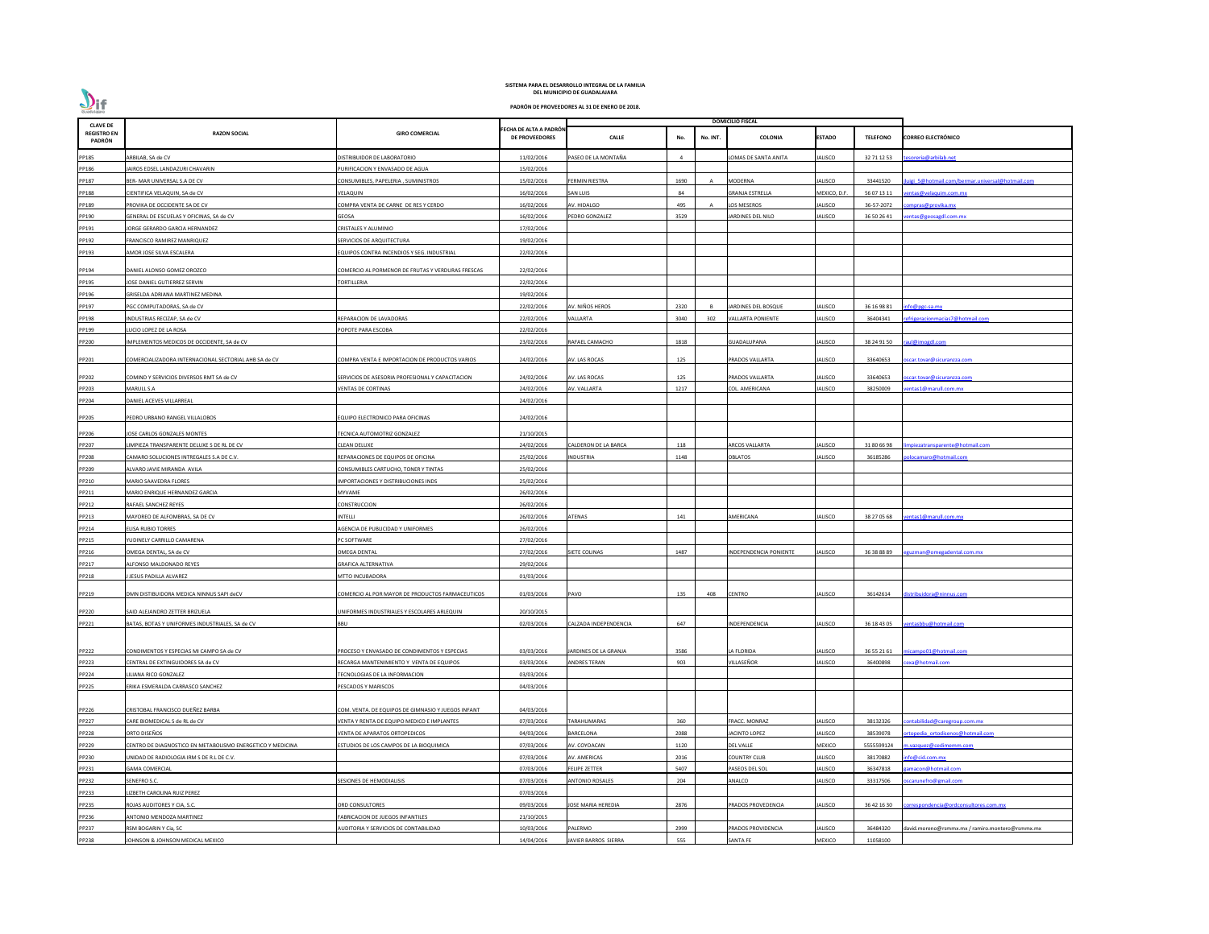**SISTEMA PARA EL DESARROLLO INTEGRAL DE LA FAMILIA**
**DEL MUNICIPIO DE GUADALAJARA**

**PADRÓN DE PROVEEDORES AL 31 DE ENERO DE 2018.**

| CLAVE DE REGISTRO EN PADRÓN | RAZON SOCIAL | GIRO COMERCIAL | FECHA DE ALTA A PADRÓN DE PROVEEDORES | DOMICILIO FISCAL | | | | | | |
|---|---|---|---|---|---|---|---|---|---|---|
| | | | | CALLE | No. | No. INT. | COLONIA | ESTADO | TELEFONO | CORREO ELECTRÓNICO |
| PP185 | ARBILAB, SA de CV | DISTRIBUIDOR DE LABORATORIO | 11/02/2016 | PASEO DE LA MONTAÑA | 4 | | LOMAS DE SANTA ANITA | JALISCO | 32 71 12 53 | tesoreria@arbilab.net |
| PP186 | JAIROS EDSEL LANDAZURI CHAVARIN | PURIFICACION Y ENVASADO DE AGUA | 15/02/2016 | | | | | | | |
| PP187 | BER- MAR UNIVERSAL S.A DE CV | CONSUMIBLES, PAPELERIA , SUMINISTROS | 15/02/2016 | FERMIN RIESTRA | 1690 | A | MODERNA | JALISCO | 33441520 | luigi_5@hotmail.com/bermar.universal@hotmail.com |
| PP188 | CIENTIFICA VELAQUIN, SA de CV | VELAQUIN | 16/02/2016 | SAN LUIS | 84 | | GRANJA ESTRELLA | MEXICO, D.F. | 56 07 13 11 | ventas@velaquim.com.mx |
| PP189 | PROVIKA DE OCCIDENTE SA DE CV | COMPRA VENTA DE CARNE DE RES Y CERDO | 16/02/2016 | AV. HIDALGO | 495 | A | LOS MESEROS | JALISCO | 36-57-2072 | compras@provika.mx |
| PP190 | GENERAL DE ESCUELAS Y OFICINAS, SA de CV | GEOSA | 16/02/2016 | PEDRO GONZALEZ | 3529 | | JARDINES DEL NILO | JALISCO | 36 50 26 41 | ventas@geosagdl.com.mx |
| PP191 | JORGE GERARDO GARCIA HERNANDEZ | CRISTALES Y ALUMINIO | 17/02/2016 | | | | | | | |
| PP192 | FRANCISCO RAMIREZ MANRIQUEZ | SERVICIOS DE ARQUITECTURA | 19/02/2016 | | | | | | | |
| PP193 | AMOR JOSE SILVA ESCALERA | EQUIPOS CONTRA INCENDIOS Y SEG. INDUSTRIAL | 22/02/2016 | | | | | | | |
| PP194 | DANIEL ALONSO GOMEZ OROZCO | COMERCIO AL PORMENOR DE FRUTAS Y VERDURAS FRESCAS | 22/02/2016 | | | | | | | |
| PP195 | JOSE DANIEL GUTIERREZ SERVIN | TORTILLERIA | 22/02/2016 | | | | | | | |
| PP196 | GRISELDA ADRIANA MARTINEZ MEDINA | | 19/02/2016 | | | | | | | |
| PP197 | PGC COMPUTADORAS, SA de CV | | 22/02/2016 | AV. NIÑOS HEROS | 2320 | B | JARDINES DEL BOSQUE | JALISCO | 36 16 98 81 | info@pgc-sa.mx |
| PP198 | INDUSTRIAS RECIZAP, SA de CV | REPARACION DE LAVADORAS | 22/02/2016 | VALLARTA | 3040 | 302 | VALLARTA PONIENTE | JALISCO | 36404341 | refrigeracionmacias7@hotmail.com |
| PP199 | LUCIO LOPEZ DE LA ROSA | POPOTE PARA ESCOBA | 22/02/2016 | | | | | | | |
| PP200 | IMPLEMENTOS MEDICOS DE OCCIDENTE, SA de CV | | 23/02/2016 | RAFAEL CAMACHO | 1818 | | GUADALUPANA | JALISCO | 38 24 91 50 | raul@imogdl.com |
| PP201 | COMERCIALIZADORA INTERNACIONAL SECTORIAL AHB SA de CV | COMPRA VENTA E IMPORTACION DE PRODUCTOS VARIOS | 24/02/2016 | AV. LAS ROCAS | 125 | | PRADOS VALLARTA | JALISCO | 33640653 | oscar.tovar@sicuranzza.com |
| PP202 | COMIND Y SERVICIOS DIVERSOS RMT SA de CV | SERVICIOS DE ASESORIA PROFESIONAL Y CAPACITACION | 24/02/2016 | AV. LAS ROCAS | 125 | | PRADOS VALLARTA | JALISCO | 33640653 | oscar.tovar@sicuranzza.com |
| PP203 | MARULL S.A | VENTAS DE CORTINAS | 24/02/2016 | AV. VALLARTA | 1217 | | COL. AMERICANA | JALISCO | 38250009 | ventas1@marull.com.mx |
| PP204 | DANIEL ACEVES VILLARREAL | | 24/02/2016 | | | | | | | |
| PP205 | PEDRO URBANO RANGEL VILLALOBOS | EQUIPO ELECTRONICO PARA OFICINAS | 24/02/2016 | | | | | | | |
| PP206 | JOSE CARLOS GONZALES MONTES | TECNICA AUTOMOTRIZ GONZALEZ | 21/10/2015 | | | | | | | |
| PP207 | LIMPIEZA TRANSPARENTE DELUXE S DE RL DE CV | CLEAN DELUXE | 24/02/2016 | CALDERON DE LA BARCA | 118 | | ARCOS VALLARTA | JALISCO | 31 80 66 98 | limpiezatransparente@hotmail.com |
| PP208 | CAMARO SOLUCIONES INTREGALES S.A DE C.V. | REPARACIONES DE EQUIPOS DE OFICINA | 25/02/2016 | INDUSTRIA | 1148 | | OBLATOS | JALISCO | 36185286 | polocamaro@hotmail.com |
| PP209 | ALVARO JAVIE MIRANDA AVILA | CONSUMIBLES CARTUCHO, TONER Y TINTAS | 25/02/2016 | | | | | | | |
| PP210 | MARIO SAAVEDRA FLORES | IMPORTACIONES Y DISTRIBUCIONES INDS | 25/02/2016 | | | | | | | |
| PP211 | MARIO ENRIQUE HERNANDEZ GARCIA | MYVAME | 26/02/2016 | | | | | | | |
| PP212 | RAFAEL SANCHEZ REYES | CONSTRUCCION | 26/02/2016 | | | | | | | |
| PP213 | MAYOREO DE ALFOMBRAS, SA DE CV | INTELLI | 26/02/2016 | ATENAS | 141 | | AMERICANA | JALISCO | 38 27 05 68 | ventas1@marull.com.mx |
| PP214 | ELISA RUBIO TORRES | AGENCIA DE PUBLICIDAD Y UNIFORMES | 26/02/2016 | | | | | | | |
| PP215 | YUDINELY CARRILLO CAMARENA | PC SOFTWARE | 27/02/2016 | | | | | | | |
| PP216 | OMEGA DENTAL, SA de CV | OMEGA DENTAL | 27/02/2016 | SIETE COLINAS | 1487 | | INDEPENDENCIA PONIENTE | JALISCO | 36 38 88 89 | eguzman@omegadental.com.mx |
| PP217 | ALFONSO MALDONADO REYES | GRAFICA ALTERNATIVA | 29/02/2016 | | | | | | | |
| PP218 | J.JESUS PADILLA ALVAREZ | MTTO INCUBADORA | 01/03/2016 | | | | | | | |
| PP219 | DMN DISTIBUIDORA MEDICA NINNUS SAPI deCV | COMERCIO AL POR MAYOR DE PRODUCTOS FARMACEUTICOS | 01/03/2016 | PAVO | 135 | 408 | CENTRO | JALISCO | 36142614 | distribuidora@ninnus.com |
| PP220 | SAID ALEJANDRO ZETTER BRIZUELA | UNIFORMES INDUSTRIALES Y ESCOLARES ARLEQUIN | 20/10/2015 | | | | | | | |
| PP221 | BATAS, BOTAS Y UNIFORMES INDUSTRIALES, SA de CV | BBU | 02/03/2016 | CALZADA INDEPENDENCIA | 647 | | INDEPENDENCIA | JALISCO | 36 18 43 05 | ventasbbu@hotmail.com |
| PP222 | CONDIMENTOS Y ESPECIAS MI CAMPO SA de CV | PROCESO Y ENVASADO DE CONDIMENTOS Y ESPECIAS | 03/03/2016 | JARDINES DE LA GRANJA | 3586 | | LA FLORIDA | JALISCO | 36 55 21 61 | micampo01@hotmail.com |
| PP223 | CENTRAL DE EXTINGUIDORES SA de CV | RECARGA MANTENIMIENTO Y VENTA DE EQUIPOS | 03/03/2016 | ANDRES TERAN | 903 | | VILLASEÑOR | JALISCO | 36400898 | cexa@hotmail.com |
| PP224 | LILIANA RICO GONZALEZ | TECNOLOGIAS DE LA INFORMACION | 03/03/2016 | | | | | | | |
| PP225 | ERIKA ESMERALDA CARRASCO SANCHEZ | PESCADOS Y MARISCOS | 04/03/2016 | | | | | | | |
| PP226 | CRISTOBAL FRANCISCO DUEÑEZ BARBA | COM. VENTA. DE EQUIPOS DE GIMNASIO Y JUEGOS INFANT | 04/03/2016 | | | | | | | |
| PP227 | CARE BIOMEDICAL S de RL de CV | VENTA Y RENTA DE EQUIPO MEDICO E IMPLANTES | 07/03/2016 | TARAHUMARAS | 360 | | FRACC. MONRAZ | JALISCO | 38132326 | contabilidad@caregroup.com.mx |
| PP228 | ORTO DISEÑOS | VENTA DE APARATOS ORTOPEDICOS | 04/03/2016 | BARCELONA | 2088 | | JACINTO LOPEZ | JALISCO | 38539078 | ortopedia_ortodisenos@hotmail.com |
| PP229 | CENTRO DE DIAGNOSTICO EN METABOLISMO ENERGETICO Y MEDICINA | ESTUDIOS DE LOS CAMPOS DE LA BIOQUIMICA | 07/03/2016 | AV. COYOACAN | 1120 | | DEL VALLE | MEXICO | 5555599124 | m.vazquez@cedimemm.com |
| PP230 | UNIDAD DE RADIOLOGIA IRM S DE R.L DE C.V. | | 07/03/2016 | AV. AMERICAS | 2016 | | COUNTRY CLUB | JALISCO | 38170882 | info@cid.com.mx |
| PP231 | GAMA COMERCIAL | | 07/03/2016 | FELIPE ZETTER | 5407 | | PASEOS DEL SOL | JALISCO | 36347818 | gamacon@hotmail.com |
| PP232 | SENEFRO S.C. | SESIONES DE HEMODIALISIS | 07/03/2016 | ANTONIO ROSALES | 204 | | ANALCO | JALISCO | 33317506 | oscarunefro@gmail.com |
| PP233 | LIZBETH CAROLINA RUIZ PEREZ | | 07/03/2016 | | | | | | | |
| PP235 | ROJAS AUDITORES Y CIA, S.C. | ORD CONSULTORES | 09/03/2016 | JOSE MARIA HEREDIA | 2876 | | PRADOS PROVEDENCIA | JALISCO | 36 42 16 30 | correspondencia@ordconsultores.com.mx |
| PP236 | ANTONIO MENDOZA MARTINEZ | FABRICACION DE JUEGOS INFANTILES | 21/10/2015 | | | | | | | |
| PP237 | RSM BOGARIN Y Cia, SC | AUDITORIA Y SERVICIOS DE CONTABILIDAD | 10/03/2016 | PALERMO | 2999 | | PRADOS PROVIDENCIA | JALISCO | 36484320 | david.moreno@rsmmx.mx / ramiro.montero@rsmmx.mx |
| PP238 | JOHNSON & JOHNSON MEDICAL MEXICO | | 14/04/2016 | JAVIER BARROS SIERRA | 555 | | SANTA FE | MEXICO | 11058100 | |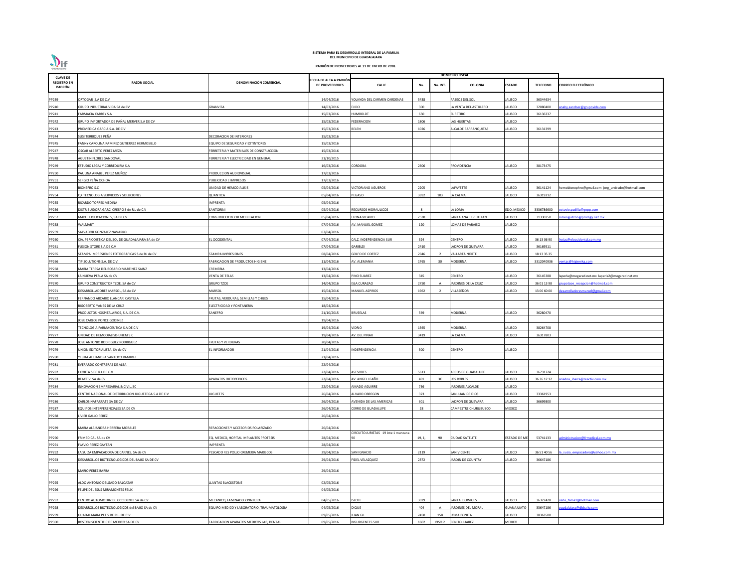**SISTEMA PARA EL DESARROLLO INTEGRAL DE LA FAMILIA DEL MUNICIPIO DE GUADALAJARA**

**PADRÓN DE PROVEEDORES AL 31 DE ENERO DE 2018.**

| CLAVE DE REGISTRO EN PADRÓN | RAZON SOCIAL | DENOMINACIÓN COMERCIAL | FECHA DE ALTA A PADRÓN DE PROVEEDORES | DOMICILIO FISCAL | | | | | | | |
|---|---|---|---|---|---|---|---|---|---|---|---|
| | | | | CALLE | No. | No. INT. | COLONIA | ESTADO | TELEFONO | CORREO ELECTRÓNICO |
| PP239 | ORTOGAR S.A DE C.V | | 14/04/2016 | YOLANDA DEL CARMEN CARDENAS | 5438 | | PASEOS DEL SOL | JALISCO | 36344634 | |
| PP240 | GRUPO INDUSTRIAL VIDA SA de CV | GRANVITA | 14/03/2016 | EJIDO | 300 | | LA VENTA DEL ASTILLERO | JALISCO | 32080400 | anahy.sanchez@grupovida.com |
| PP241 | FARMACIA CARREY S.A | | 15/03/2016 | HUMBOLDT | 650 | | EL RETIRO | JALISCO | 36136337 | |
| PP242 | GRUPO IMPORTADOR DE PAÑAL MERVER S.A DE CV | | 15/03/2016 | FEDERACION | 1806 | | LAS HUERTAS | JALISCO | | |
| PP243 | PROMEDICA GARCIA S.A. DE C.V | | 15/03/2016 | BELEN | 1026 | | ALCALDE BARRANQUITAS | JALISCO | 36131399 | |
| PP244 | SUSI TERRIQUEZ PEÑA | DECORACION DE INTERIORES | 15/03/2016 | | | | | | | |
| PP245 | FANNY CAROLINA RAMIREZ GUTIERREZ HERMOSILLO | EQUIPO DE SEGURIDAD Y EXTINTORES | 15/03/2016 | | | | | | | |
| PP247 | OSCAR ALBERTO PEREZ MEZA | FERRETERIA Y MATERIALES DE CONSTRUCCION | 15/03/2016 | | | | | | | |
| PP248 | AGUSTIN FLORES SANDOVAL | FERRETERIA Y ELECTRICIDAD EN GENERAL | 21/10/2015 | | | | | | | |
| PP249 | ESTUDIO LEGAL Y CORREDURIA S.A | | 16/03/2016 | CORDOBA | 2606 | | PROVIDENCIA | JALISCO | 38173475 | |
| PP250 | PAULINA ANABEL PEREZ MUÑOZ | PRODUCCION AUDIOVISUAL | 17/03/2016 | | | | | | | |
| PP251 | SERGIO PEÑA OCHOA | PUBLICIDAD E IMPRESOS | 17/03/2016 | | | | | | | |
| PP253 | BIONEFRO S.C | UNIDAD DE HEMODIALISIS | 05/04/2016 | VICTORIANO AGUEROS | 2205 | | LAFAYETTE | JALISCO | 36141124 | hemobionephro@gmail.com jorg_andrade@hotmail.com |
| PP254 | QK TECNOLOGIA SERVICIOS Y SOLUCIONES | QUANTICA | 05/04/2016 | PEGASO | 3692 | 103 | LA CALMA | JALISCO | 36319212 | |
| PP255 | RICARDO TORRES MEDINA | IMPRENTA | 05/04/2016 | | | | | | | |
| PP256 | DISTRIBUIDORA GARCI CRESPO S de R.L de C.V | SANTORINI | 05/04/2016 | RECURSOS HIDRAULICOS | 8 | | LA LOMA | EDO. MEXICO | 3336786600 | octavio.padilla@gepp.com |
| PP257 | MAPLE EDIFICACIONES, SA DE CV | CONSTRUCCION Y REMODELACION | 05/04/2016 | LEONA VICARIO | 2530 | | SANTA ANA TEPETITLAN | JALISCO | 31330350 | rubenguitron@prodigy.net.mx |
| PP258 | WALMART | | 07/04/2016 | AV. MANUEL GOMEZ | 120 | | LOMAS DE PARAISO | JALISCO | | |
| PP259 | SALVADOR GONZALEZ NAVARRO | | 07/04/2016 | | | | | | | |
| PP260 | CIA. PERIODISTICA DEL SOL DE GUADALAJARA SA de CV | EL OCCIDENTAL | 07/04/2016 | CALZ. INDEPENDENCIA SUR | 324 | | CENTRO | JALISCO | 36 13 06 90 | lrojas@eloccidental.com.mx |
| PP261 | FUSION STORE S.A DE C.V | | 07/04/2016 | GARIBLDI | 2410 | | LADRON DE GUEVARA | JALISCO | 36169511 | |
| PP265 | STAMPA IMPRESIONES FOTOGRAFICAS S de RL de CV | STAMPA IMPRESIONES | 08/04/2016 | GOLFO DE CORTEZ | 2946 | 2 | VALLARTA NORTE | JALISCO | 18 13 35 35 | |
| PP266 | TIP SOLUTIONS S.A. DE C.V. | FABRICACION DE PRODUCTOS HIGIENE | 11/04/2016 | AV. ALEMANIA | 1765 | 30 | MODERNA | JALISCO | 3312040936 | ventas@higienika.com |
| PP268 | MARIA TERESA DEL ROSARIO MARTINEZ SAINZ | CREMERIA | 13/04/2016 | | | | | | | |
| PP269 | LA NUEVA PERLA SA de CV | VENTA DE TELAS | 13/04/2016 | PINO SUAREZ | 345 | | CENTRO | JALISCO | 36145388 | laperla@megared.net.mx laperla2@megared.net.mx |
| PP270 | GRUPO CONSTRUCTOR TZOE, SA de CV | GRUPO TZOE | 14/04/2016 | ISLA CURAZAO | 2750 | A | JARDINES DE LA CRUZ | JALISCO | 36 01 13 98 | grupotzoe_recepcion@hotmail.com |
| PP271 | DESARROLLADORES MARSOL, SA de CV | MARSOL | 15/04/2016 | MANUEL ASPIROS | 1962 | 2 | VILLASEÑOR | JALISCO | 13 06 60 00 | desarrolladoresmarsol@gmail.com |
| PP272 | FERNANDO ARCARIO LLANCARI CASTILLA | FRUTAS, VERDURAS, SEMILLAS Y CHILES | 15/04/2016 | | | | | | | |
| PP273 | RIGOBERTO YANES DE LA CRUZ | ELECTRICIDAD Y FONTANERIA | 18/04/2016 | | | | | | | |
| PP274 | PRODUCTOS HOSPITALARIOS, S.A. DE C.V. | SANEFRO | 21/10/2015 | BRUSELAS | 569 | | MODERNA | JALISCO | 36280470 | |
| PP275 | JOSE CARLOS PONCE GODINEZ | | 19/04/2016 | | | | | | | |
| PP276 | TECNOLOGIA FARMACEUTICA S.A DE C.V | | 19/04/2016 | VIDRIO | 1565 | | MODERNA | JALISCO | 38264708 | |
| PP277 | UNIDAD DE HEMODIALISIS UHEM S.C | | 19/04/2016 | AV. DEL PINAR | 3419 | | LA CALMA | JALISCO | 36317803 | |
| PP278 | JOSE ANTONIO RODRIGUEZ RODRIGUEZ | FRUTAS Y VERDURAS | 20/04/2016 | | | | | | | |
| PP279 | UNION EDITORIALISTA, SA de CV | EL INFORMADOR | 21/04/2016 | INDEPENDENCIA | 300 | | CENTRO | JALISCO | | |
| PP280 | YESIKA ALEJANDRA SANTOYO RAMIREZ | | 21/04/2016 | | | | | | | |
| PP281 | EVERARDO CONTRERAS DE ALBA | | 22/04/2016 | | | | | | | |
| PP282 | EXORTA S DE R.L DE C.V | | 22/04/2016 | ASESORES | 5613 | | ARCOS DE GUADALUPE | JALISCO | 36731724 | |
| PP283 | REACTIV, SA de CV | APARATOS ORTOPEDICOS | 22/04/2016 | AV. ANGEL LEAÑO | 401 | 3C | LOS ROBLES | JALISCO | 36 36 12 12 | ariadna_ibarra@reactiv.com.mx |
| PP284 | INNOVACION EMPRESARIAL & CIVIL, SC | | 22/04/2016 | AMADO AGUIRRE | 736 | | JARDINES ALCALDE | JALISCO | | |
| PP285 | CENTRO NACIONAL DE DISTRIBUCION JUGUETEGA S.A DE C.V | JUGUETES | 26/04/2016 | ALVARO OBREGON | 323 | | SAN JUAN DE DIOS | JALISCO | 33361953 | |
| PP286 | CARLOS NAFARRATE SA DE CV | | 26/04/2016 | AVENIDA DE LAS AMERICAS | 601 | | LADRON DE GUEVARA | JALISCO | 36699800 | |
| PP287 | EQUIPOS INTERFERENCIALES SA DE CV | | 26/04/2016 | CERRO DE GUADALUPE | 28 | | CAMPESTRE CHURUBUSCO | MEXICO | | |
| PP288 | LIVIER GALLO PEREZ | | 26/04/2016 | | | | | | | |
| PP289 | MARIA ALEJANDRA HERRERA MORALES | REFACCIONES Y ACCESORIOS POLARIZADO | 26/04/2016 | | | | | | | |
| PP290 | FR MEDICAL SA de CV | EQ. MEDICO, HOPITAL IMPLANTES PROTESIS | 28/04/2016 | CIRCUITO JURISTAS 19 lote 1 manzana 90 | 19, 1, | 90 | CIUDAD SATELITE | ESTADO DE ME | 53741133 | administracion@frmedical.com.mx |
| PP291 | FLAVIO PEREZ GAYTAN | IMPRENTA | 28/04/2016 | | | | | | | |
| PP292 | LA SUIZA EMPACADORA DE CARNES, SA de CV | PESCADO RES POLLO CREMERIA MARISCOS | 29/04/2016 | SAN IGNACIO | 2119 | | SAN VICENTE | JALISCO | 36 51 40 56 | la_suiza_empacadora@yahoo.com.mx |
| PP293 | DESARROLLOS BIOTECNOLOGICOS DEL BAJIO SA DE CV | | 29/04/2016 | FIDEL VELAZQUEZ | 2372 | | JARDIN DE COUNTRY | JALISCO | 36647186 | |
| PP294 | MARIO PEREZ BARBA | | 29/04/2016 | | | | | | | |
| PP295 | ALDO ANTONIO DELGADO BALCAZAR | LLANTAS BLACKSTONE | 02/05/2016 | | | | | | | |
| PP296 | FELIPE DE JESUS MIRAMONTES FELIX | | 04/05/2016 | | | | | | | |
| PP297 | CENTRO AUTOMOTRIZ DE OCCIDENTE SA de CV | MECANICO, LAMINADO Y PINTURA | 04/05/2016 | ISLOTE | 3029 | | SANTA IDUWIGES | JALISCO | 36327428 | oahs_fama1@hotmail.com |
| PP298 | DESARROLLOS BIOTECNOLOGICOS del BAJIO SA de CV | EQUIPO MEDICO Y LABORATORIO, TRAUMATOLOGIA | 04/05/2016 | DIQUE | 404 | A | JARDINES DEL MORAL | GUANAJUATO | 33647186 | guadalajara@dbbajio.com |
| PP299 | GUADALAJARA PET S DE R.L. DE C.V | | 09/05/2016 | JUAN GIL | 2450 | 15B | LOMA BONITA | JALISCO | 38363500 | |
| PP300 | BOSTON SCIENTIFIC DE MEXICO SA DE CV | FABRICACION APARATOS MEDICOS LAB, DENTAL | 09/05/2016 | INSURGENTES SUR | 1602 | PISO 2 | BENITO JUAREZ | MEXICO | | |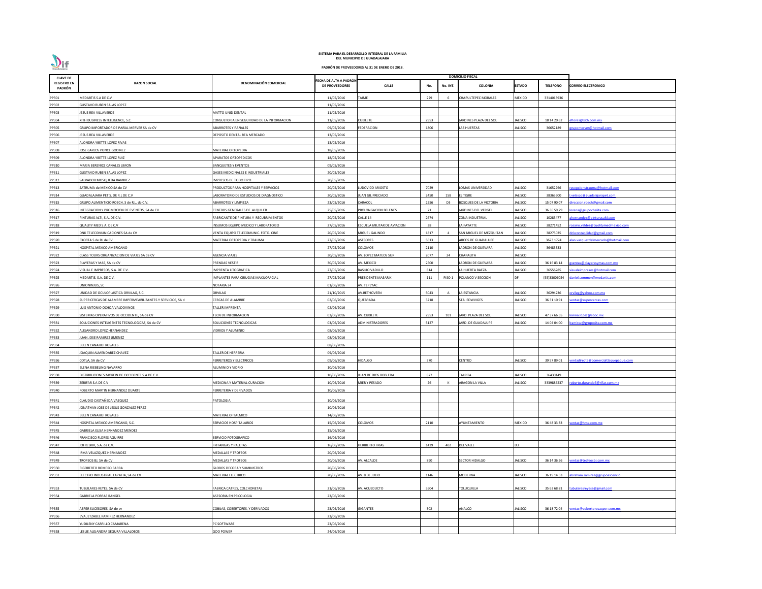**SISTEMA PARA EL DESARROLLO INTEGRAL DE LA FAMILIA DEL MUNICIPIO DE GUADALAJARA**

**PADRÓN DE PROVEEDORES AL 31 DE ENERO DE 2018.**

| CLAVE DE REGISTRO EN PADRÓN | RAZON SOCIAL | DENOMINACIÓN COMERCIAL | FECHA DE ALTA A PADRÓN DE PROVEEDORES | DOMICILIO FISCAL | | | | | | TELEFONO | CORREO ELECTRÓNICO |
|---|---|---|---|---|---|---|---|---|---|---|---|
| | | | | CALLE | No. | No. INT. | COLONIA | ESTADO | | | |
| PP301 | MEDARTIS S.A DE C.V | | 11/05/2016 | TAIME | 229 | 6 | CHAPULTEPEC MORALES | MEXICO | | 3314013936 | |
| PP302 | GUSTAVO RUBEN SALAS LOPEZ | | 11/05/2016 | | | | | | | | |
| PP303 | JESUS REA VILLAVERDE | MATTO UNID DENTAL | 11/05/2016 | | | | | | | | |
| PP304 | XITH BUSINESS INTELLIGENCE, S.C. | CONSULTORIA EN SEGURIDAD DE LA INFORMACION | 11/05/2016 | CUBILETE | 2953 | | JARDINES PLAZA DEL SOL | JALISCO | | 18 14 20 62 | eflores@xith.com.mx |
| PP305 | GRUPO IMPORTADOR DE PAÑAL MERVER SA de CV | ABARROTES Y PAÑALES | 09/05/2016 | FEDERACION | 1806 | | LAS HUERTAS | JALISCO | | 36652189 | grupomerver@hotmail.com |
| PP306 | JESUS REA VILLAVERDE | DEPOSITO DENTAL REA MERCADO | 13/05/2016 | | | | | | | | |
| PP307 | ALONDRA YBETTE LOPEZ RIVAS | | 13/05/2016 | | | | | | | | |
| PP308 | JOSE CARLOS PONCE GODINEZ | MATERIAL ORTOPEDIA | 18/05/2016 | | | | | | | | |
| PP309 | ALONDRA YBETTE LOPEZ RUIZ | APARATOS ORTOPEDICOS | 18/05/2016 | | | | | | | | |
| PP310 | MARIA BERENICE CANALES LIMON | BANQUETES Y EVENTOS | 09/05/2016 | | | | | | | | |
| PP311 | GUSTAVO RUBEN SALAS LOPEZ | GASES MEDICINALES E INDUSTRIALES | 20/05/2016 | | | | | | | | |
| PP312 | SALVADOR MOSQUEDA RAMIREZ | IMPRESOS DE TODO TIPO | 20/05/2016 | | | | | | | | |
| PP313 | SATRUMA de MEXICO SA de CV | PRODUCTOS PARA HOSPITALES Y SERVICIOS | 20/05/2016 | LUDOVICO ARIOSTO | 7029 | | LOMAS UNIVERSIDAD | JALISCO | | 31652766 | recepcionstrauma@hotmail.com |
| PP314 | GUADALAJARA PET S. DE R.L DE C.V | LABORATORIO DE ESTUDIOS DE DIAGNOSTICO | 20/05/2016 | JUAN GIL PRECIADO | 2450 | 15B | EL TIGRE | JALISCO | | 38363500 | l.velasco@guadalajarapet.com |
| PP315 | GRUPO ALIMENTICIO ROECH, S de R.L. de C.V. | ABARROTES Y LIMPIEZA | 23/05/2016 | CARACOL | 2556 | D3 | BOSQUES DE LA VICTORIA | JALISCO | | 15 07 90 07 | direccion.roech@gmail.com |
| PP316 | INTEGRACION Y PROMOCION DE EVENTOS, SA de CV | CENTROS GENERALES DE ALQUILER | 25/05/2016 | PROLONGACION BELENES | 71 | | JARDINES DEL VERGEL | JALISCO | | 36 36 59 79 | lorena@grupochalita.com |
| PP317 | PINTURAS ALTI, S.A. DE C.V. | FABRICANTE DE PINTURA Y RECUBRIMIENTOS | 20/05/2016 | CALLE 14 | 2674 | | ZONA INDUSTRIAL | JALISCO | | 10285477 | ahernandez@pinturasalti.com |
| PP318 | QUALITY MED S.A. DE C.V | INSUMOS EQUIPO MEDICO Y LABORATORIO | 27/05/2016 | ESCUELA MILITAR DE AVIACION | 38 | | LA FAYATTE | JALISCO | | 38271452 | rosario.valdez@cualitymedmexico.com |
| PP319 | DNK TELECOMUNICACIONES SA de CV | VENTA EQUIPO TELECOMUNIC. FOTO. CINE | 20/05/2016 | MIGUEL GALINDO | 1817 | 4 | SAN MIGUEL DE MEZQUITAN | JALISCO | | 38275035 | dnkcontabilidad@gmail.com |
| PP320 | EXORTA S de RL de CV | MATERIAL ORTOPEDIA Y TRAUMA | 27/05/2016 | ASESORES | 5613 | | ARCOS DE GUADALUPE | JALISCO | | 3673 1724 | alan.vazquezdelmercado@hotmail.com |
| PP321 | HOSPITAL MEXICO AMERICANO | | 27/05/2016 | COLOMOS | 2110 | | LADRON DE GUEVARA | JALISCO | | 36483333 | |
| PP322 | CLASS TOURS ORGANIZACION DE VIAJES SA de CV | AGENCIA VIAJES | 30/05/2016 | AV. LOPEZ MATEOS SUR | 2077 | 24 | CHAPALITA | JALISCO | | | |
| PP323 | PLAYERAS Y MAS, SA de CV | PRENDAS VESTIR | 30/05/2016 | AV. MEXICO | 2500 | | LADRON DE GUEVARA | JALISCO | | 36 16 83 14 | gventas@playerasymas.com.mx |
| PP324 | VISUAL E IMPRESOS, S.A. DE C.V. | IMPRENTA LITOGRAFICA | 27/05/2016 | BASILIO VADILLO | 814 | | LA HUERTA BAEZA | JALISCO | | 36556285 | visualeimpresos@hotmail.com |
| PP325 | MEDARTIS, S.A. DE C.V. | IMPLANTES PARA CIRUGIAS MAXILOFACIAL | 27/05/2016 | PRESIDENTE MASARIK | 111 | PISO 1 | POLANCO V SECCION | DF | | (55)33006054 | daniel.sommer@medartis.com |
| PP326 | UNIONINJUS, SC | NOTARIA 34 | 01/06/2016 | AV. TEPEYAC | | | | | | | |
| PP327 | UNIDAD DE OCULOPLÁSTICA ORVILAG, S.C. | ORVILAG | 21/10/2015 | AV.BETHOVEEN | 5043 | A | LA ESTANCIA | JALISCO | | 36294236 | orvileg@yahoo.com.mx |
| PP328 | SUPER CERCAS DE ALAMBRE IMPERMEABILIZANTES Y SERVICIOS, SA d | CERCAS DE ALAMBRE | 02/06/2016 | QUEBRADA | 3218 | | STA. EDWVIGES | JALISCO | | 36 31 10 91 | ventas@supercercas.com |
| PP329 | LUIS ANTONIO OCHOA VALDOVINOS | TALLER IMPRENTA | 02/06/2016 | | | | | | | | |
| PP330 | SISTEMAS OPERATIVOS DE OCCIDENTE, SA de CV | TECN DE INFORMACION | 03/06/2016 | AV. CUBILETE | 2953 | 101 | JARD. PLAZA DEL SOL | JALISCO | | 47 37 66 55 | karina.lopez@sooc.mx |
| PP331 | SOLUCIONES INTELIGENTES TECNOLOGICAS, SA de CV | SOLUCIONES TECNOLOGICAS | 03/06/2016 | ADMINISTRADORES | 5127 | | JARD. DE GUADALUPE | JALISCO | | 14 04 04 00 | jramirez@gruposite.com.mx |
| PP332 | ALEJANDRO LOPEZ HERNANDEZ | VIDRIOS Y ALUMINIO | 08/06/2016 | | | | | | | | |
| PP333 | JUAN JOSE RAMIREZ JIMENEZ | | 08/06/2016 | | | | | | | | |
| PP334 | BELEN CANAHUI ROSALES | | 08/06/2016 | | | | | | | | |
| PP335 | JOAQUIN ALMENDAREZ CHAVEZ | TALLER DE HERRERIA | 09/06/2016 | | | | | | | | |
| PP336 | COTLA, SA de CV | FERRETEROS Y ELECTRICOS | 09/06/2016 | HIDALGO | 370 | | CENTRO | JALISCO | | 39 57 89 01 | ventadirecta@comercialtlaquepaque.com |
| PP337 | ELENA RIEBELING NAVARRO | ALUMINIO Y VIDRIO | 10/06/2016 | | | | | | | | |
| PP338 | DISTRIBUCIONES MORFIN DE OCCIDENTE S.A DE C.V | | 10/06/2016 | JUAN DE DIOS ROBLEDA | 877 | | TALPITA | JALISCO | | 36430149 | |
| PP339 | ZERIFAR S.A DE C.V | MEDICINA Y MATERIAL CURACION | 10/06/2016 | MIER Y PESADO | 26 | K | ARAGON LA VILLA | JALISCO | | 3339886237 | roberto.durando3@rifar.com.mx |
| PP340 | ROBERTO MARTIN HERNANDEZ DUARTE | FERRETERIA Y DERIVADOS | 10/06/2016 | | | | | | | | |
| PP341 | CLAUDIO CASTAÑEDA VAZQUEZ | PATOLOGIA | 10/06/2016 | | | | | | | | |
| PP342 | JONATHAN JOSE DE JESUS GONZALEZ PEREZ | | 10/06/2016 | | | | | | | | |
| PP343 | BELEN CANAHUI ROSALES | MATERIAL OFTALMICO | 14/06/2016 | | | | | | | | |
| PP344 | HOSPITAL MEXICO AMERICANO, S.C. | SERVICIOS HOSPITALARIOS | 15/06/2016 | COLOMOS | 2110 | | AYUNTAMIENTO | MEXICO | | 36 48 33 33 | ventas@hma.com.mx |
| PP345 | GABRIELA ELISA HERNANDEZ MENDEZ | | 15/06/2016 | | | | | | | | |
| PP346 | FRANCISCO FLORES AGUIRRE | SERVICIO FOTOGRAFICO | 16/06/2016 | | | | | | | | |
| PP347 | JOFRESKIR, S.A. de C.V. | FRITANGAS Y PALETAS | 16/06/2016 | HERIBERTO FRIAS | 1439 | 402 | DEL VALLE | D.F. | | | |
| PP348 | IRMA VELAZQUEZ HERNANDEZ | MEDALLAS Y TROFEOS | 20/06/2016 | | | | | | | | |
| PP349 | TROFEOS BJ, SA de CV | MEDALLAS Y TROFEOS | 20/06/2016 | AV. ALCALDE | 890 | | SECTOR HIDALGO | JALISCO | | 36 14 36 56 | ventas@trofeosbj.com.mx |
| PP350 | RIGOBERTO ROMERO BARBA | GLOBOS DECORA Y SUMINISTROS | 20/06/2016 | | | | | | | | |
| PP351 | ELECTRO INDUSTRIAL TAPATIA, SA de CV | MATERIAL ELECTRICO | 20/06/2016 | AV. 8 DE JULIO | 1146 | | MODERNA | JALISCO | | 36 19 14 53 | abraham.ramirez@grupoascencio |
| PP353 | TUBULARES REYES, SA de CV | FABRICA CATRES, COLCHONETAS | 21/06/2016 | AV. ACUEDUCTO | 3504 | | TOLUQUILLA | JALISCO | | 35 63 68 81 | tubularesreyess@gmail.com |
| PP354 | GABRIELA PORRAS RANGEL | ASESORIA EN PSICOLOGIA | 23/06/2016 | | | | | | | | |
| PP355 | ASPER SUCESORES, SA de cv | COBIJAS, COBERTORES, Y DERIVADOS | 23/06/2016 | GIGANTES | 302 | | ANALCO | JALISCO | | 36 18 72 04 | ventas@cobertoresasper.com.mx |
| PP356 | EVA JETZABEL RAMIREZ HERNANDEZ | | 23/06/2016 | | | | | | | | |
| PP357 | YUDILENY CARRILLO CAMARENA | PC SOFTWARE | 23/06/2016 | | | | | | | | |
| PP358 | LESLIE ALEJANDRA SEGURA VILLALOBOS | GOO POWER | 24/06/2016 | | | | | | | | |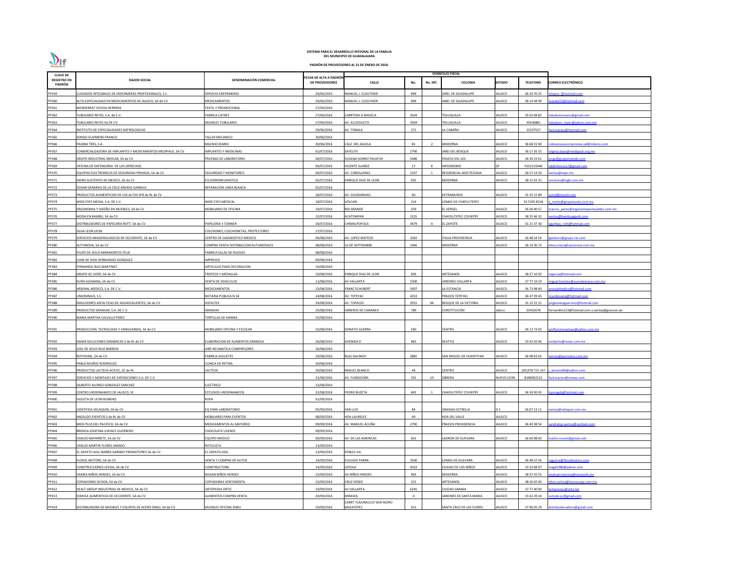# SISTEMA PARA EL DESARROLLO INTEGRAL DE LA FAMILIA DEL MUNICIPIO DE GUADALAJARA

## PADRÓN DE PROVEEDORES AL 31 DE ENERO DE 2018.

| CLAVE DE REGISTRO EN PADRÓN | RAZON SOCIAL | DENOMINACIÓN COMERCIAL | FECHA DE ALTA A PADRÓN DE PROVEEDORES | DOMICILIO FISCAL | | | | | | | |
|---|---|---|---|---|---|---|---|---|---|---|---|
| | | | | CALLE | No. | No. INT. | COLONIA | ESTADO | TELEFONO | CORREO ELECTRÓNICO |
| PP359 | CUIDADOS INTEGRALES DE ENFERMERAS PROFESIONALES, S.C. | SERVICIO ENFERMERAS | 24/06/2016 | MANUEL J. CLOUTHIER | 899 | | JARD. DE GUADALUPE | JALISCO | 36 20 70 25 | intepro_@hotmail.com |
| PP360 | ALTA ESPECIALIDAD EN MEDICAMENTOS DE JALISCO, SA de CV | MEDICAMENTOS | 24/06/2016 | MANUEL J. CLOUTHIER | 899 | | JARD. DE GUADALUPE | JALISCO | 36 14 44 99 | 5zarate55@hotmail.com |
| PP361 | MONSERRAT OCHOA HERRERA | TEXTIL Y PROMOCIONAL | 27/06/2016 | | | | | | | |
| PP362 | TUBULARES REYES, S.A. de C.V. | FABRICA CATRES | 27/06/2016 | CARRTERA A MASECA | 3504 | | TOLUQUILLA | JALISCO | 35 63 68 82 | tubularesreyess@gmail.com |
| PP363 | TUBULARES REYES SA DE CV | MUEBLES TUBULARES | 27/06/2016 | AV. ACUEDUCTO | 3504 | | TOLUQUILLA | JALISCO | 35636881 | tubulares_reyes@yahoo.com.mx |
| PP364 | INSTITUTO DE ESPECIALIDADES NEFROLOGICAS | | 29/06/2016 | AV. TONALA | 271 | | LA CABAÑA | JALISCO | 15237537 | facturacion@hotmail.com |
| PP365 | SERGIO GUERRERO FRANCO | TALLER MECANICO | 30/06/2016 | | | | | | | |
| PP366 | PAGINA TRES, S.A. | MILENIO DIARIO | 30/06/2016 | CALZ. DEL AGUILA | 81 | Z | MODERNA | JALISCO | 36 68 31 00 | cobranzassuscripciones.jal@milenio.com |
| PP367 | COMERCIALIZADORA DE IMPLANTES Y MEDICAMENTOS MEDIPACK, SA CV | IMPLANTES Y MEDICINAS | 01/07/2016 | SATELITE | 2790 | | JARD DEL BOSQUE | JALISCO | 36 17 35 15 | virginia.baez@medipack.org.mx |
| PP368 | GRUPO INDUSTRIAL MEXLAB, SA de CV | PRUEBAS DE LABORATORIO | 04/07/2016 | SUSANA GOMEZ PALAFOX | 5486 | | PASEOS DEL SOL | JALISCO | 36 34 23 61 | jorge@grupomexlab.com |
| PP369 | OFICINA DE DEFENSORIA DE LOS DERECHOS | | 04/07/2016 | VICENTE SUAREZ | 17 | 6 | HIPODROMO | DF | 5552115946 | oddinfancia17@gmail.com |
| PP370 | EQUIPOS ELECTRONICOS DE SEGURIDAD PRIVADA, SA de CV | SEGURIDAD Y MONITOREO | 04/07/2016 | AV. CORDILLERAS | 1247 | 1 | RESIDENCIAL MOCTEZUMA | JALISCO | 36 57 14 50 | ventas@eeps.mx |
| PP371 | HIDRO SUSTENTO DE MEXICO, SA de CV | EQ HIDRONEUMATICO | 05/07/2016 | ENRIQUE DIAZ DE LEON | 691 | | MODERNA | JALISCO | 38 12 03 31 | servicios@mgb.com.mx |
| PP372 | EDGAR GERARDO DE LA CRUZ ARENAS GARNICA | REPARACION LINEA BLANCA | 05/07/2016 | | | | | | | |
| PP373 | PRODUCTOS ALIMENTICIOS DE LOS ALTOS SPR de RL de CV | | 18/07/2016 | AV. SOLIDARIDAD | 60 | | EXTRAMUROS | JALISCO | 31 25 15 89 | astrid@metzhi.net |
| PP374 | WIDE EYES MEDIA, S.A. DE C.V. | WIDE EYES MEDICAL | 18/07/2016 | VOLCAN | 214 | | LOMAS DE CHAPULTEPEC | | 55 5202 8218 | a_merlo@grupomerlo.com.mx |
| PP375 | ERGONOMIA Y DISEÑO EN MUEBLES, SA de CV | MOBILIARIO DE OFICINA | 19/07/2016 | RIO GRANDE | 559 | | EL VERGEL | JALISCO | 36 06 40 57 | marcos_perez@ergonomiaenmuebles.com.mx |
| PP376 | MODA EN BAMBU, SA de CV | | 22/07/2016 | ACATEMPAN | 2125 | | CHAPULTEPEC COUNTRY | JALISCO | 38 25 46 32 | ventas@bambuaganik.com |
| PP377 | DISTRIBUIDORES DE PAPELERIA ROTT, SA de CV | PAPELERIA Y TONNER | 26/07/2016 | CHIMALPOPOCA | 4479 | A | EL ZAPOTE | JALISCO | 31 21 37 36 | ogaribay_rott@hotmail.com |
| PP378 | OLGA LEON LEON | COLCHONES, COLCHONETAS, PROTECTORES | 27/07/2016 | | | | | | | |
| PP379 | SERVICIOS IMAGENOLOGICOS DE OCCIDENTE, SA de CV | CENTRO DE DIAGNOSTICO MEDICO | 04/08/2016 | AV. LOPEZ MATEOS | 1042 | | ITALIA PROVIDENCIA | JALISCO | 36 48 54 54 | lgarduno@grupo-rio.com |
| PP380 | AUTONOVA, SA de CV | COMPRA VENTA DISTRIBUCION AUTOMOVILES | 08/08/2016 | 16 DE SEPTIEMBRE | 1066 | | MODERNA | JALISCO | 36 19 36 72 | elena.meza@autonova.com.mx |
| PP381 | FELIPE DE JESUS MIRAMONTES FELIX | FABRICA SILLAS DE RUEDAS | 08/08/2016 | | | | | | | |
| PP382 | JUAN DE DIOS HERNANDEZ GONZALEZ | IMPRESOS | 09/08/2016 | | | | | | | |
| PP383 | FERNANDO RUIZ MARTINEZ | ARTICULOS PARA DECORACION | 10/08/2016 | | | | | | | |
| PP384 | GRUPO GC LIDER, SA de CV | TROFEOS Y MEDALLAS | 10/08/2016 | ENRIQUE DIAZ DE LEON | 836 | | ARTESANOS | JALISCO | 38 27 16 92 | mgarcia@hotmail.com |
| PP385 | EURO ALEMANA, SA de CV | VENTA DE VEHICULOS | 11/08/2016 | AV VALLARTA | 5300 | | JARDINES VALLARTA | JALISCO | 37 77 19 19 | miguel.fuentes@euroalemana.com.mx |
| PP386 | ARSENAL MEDICO, S.A. DE C.V. | MEDICAMENTOS | 23/08/2016 | FRANZ SCHUBERT | 5407 | | LA ESTANCIA | JALISCO | 36 73 98 40 | arsenalmedico@hotmail.com |
| PP387 | UNIONINJUS, S.C. | NOTARIA PUBLICA N 34 | 24/08/2016 | AV. TEPEYAC | 4253 | | PRADOS TEPEYAC | JALISCO | 36 47 09 45 | ricardosvera@hotmail.com |
| PP388 | EMULSIONES ASFALTICAS DE AGUASCALIENTES, SA de CV | ASFALTEK | 24/08/2016 | AV. TOPACIO | 2915 | 9A | BOSQUE DE LA VICTORIA | JALISCO | 31 22 22 21 | jorgeriveraguerrero@hotmail.com |
| PP389 | PRODUCTOS GRANUM, S.A. DE C.V. | GRANUM | 25/08/2016 | OBREROS DE CANANEA | 789 | | CONSTITUCIÓN | Jalisco | 33432678 | fernandlm123@hotmail.com y ventas@granum.ws |
| PP390 | MARIA MARTHA CALVILLO PEREZ | TORTILLAS DE HARINA | 25/08/2016 | | | | | | | |
| PP391 | PRODUCCION, TECNOLOGIA Y VANGUARDIA, SA de CV | MOBILIARIO OFICINA Y ESCOLAR | 25/08/2016 | DONATO GUERRA | 560 | | CENTRO | JALISCO | 36 13 73 05 | amfhermmanluxe@yahoo.com.mx |
| PP392 | ISMAR SOLUCIONES DINAMICAS S de RL de CV | ELABORACION DE ALIMENTOS GRANOLA | 26/08/2016 | AVENIDA D | 865 | | SEATTLE | JALISCO | 33 42 02 06 | norberto@ismar.com.mx |
| PP393 | JOSE DE JESUS RUIZ BARRIOS | AIRE NEUMATICA COMPRESORES | 26/08/2016 | | | | | | | |
| PP394 | ROTOVINIL, SA de CV | FABRICA JUGUETES | 29/08/2016 | BLAS GALINDO | 2881 | | SAN MIGUEL DE HUENTITAN | JALISCO | 36 98 63 63 | ventas@perrisimo.com.mx |
| PP395 | PABLO MUÑOZ RODRIGUEZ | CLINICA DE RETINA | 30/08/2016 | | | | | | | |
| PP396 | PRODUCTOS LACTEOS ACATIC, SC de RL | LACTEOS | 30/08/2016 | MIGUEL BLANCO | 44 | | CENTRO | JALISCO | (01)378 715 147 | j_antonio80@yahoo.com |
| PP397 | SERVICIOS Y MONTAJES DE EXPOSICIONES S.A. DE C.V. | | 31/08/2016 | AV. FUNDIDORA | 501 | 10 | OBRERA | NUEVO LEON | 8180002222 | facturacion@ormex.com |
| PP398 | GILBERTO ALONSO GONZALEZ SANCHEZ | ELECTRICO | 31/08/2016 | | | | | | | |
| PP399 | CENTRO URODINAMICO DE JALISCO, SC | ESTUDIOS URODINAMICOS | 31/08/2016 | PEDRO BUZETA | 842 | 1 | CHAPULTEPEC COUNTRY | JALISCO | 36 30 00 03 | lcpmagda@hotmail.com |
| PP400 | VIOLETA DE LEON ROMERO | ROPA | 01/09/2016 | | | | | | | |
| PP401 | CIENTIFICA VELAQUIN, SA de CV | EQ PARA LABORATORIO | 05/09/2016 | SAN LUIS | 84 | | GRANJAS ESTRELLA | D.F. | 56 07 13 11 | ventas@velaquin.com.mx |
| PP402 | ANZALDO EVENTOS S de RL de CV | MOBILIARIO PARA EVENTOS | 08/09/2016 | HDA LAURELES | 49 | | HDA DEL VALLE | JALISCO | | |
| PP403 | MEDI PLUS DEL PACIFICO, SA de CV | MEDICAMENTOS AL MAYOREO | 09/09/2016 | AV. MANUEL ACUÑA | 2790 | | PRADOS PROVIDENCIA | JALISCO | 36 40 38 54 | sandralop.ventas@outlook.com |
| PP404 | BRENDA JOSEFINA UVENCE GUERRERO | CHOCOLATE UVENCE | 09/09/2016 | | | | | | | |
| PP405 | CARLOS NAFARRETE, SA de CV | EQUIPO MEDICO | 09/09/2016 | AV. DE LAS AMERICAS | 601 | | LADRON DE GUEVARA | JALISCO | 36 69 98 00 | martin.rouret@gmail.com |
| PP406 | CARLOS MARTIN FLORES AMADO | ROTULISTA | 13/09/2016 | | | | | | | |
| PP407 | EL ZAPATO AGIL IBARRA GARIBAY PROMOTORES SA de CV | EL ZAPATO AGIL | 13/09/2016 | ROBLES GIL | | | | | | |
| PP408 | FLOSOL MOTORS, SA de CV | VENTA Y COMPRA DE AUTOS | 14/09/2016 | EULOGIO PARRA | 2500 | | LOMAS DE GUEVARA | JALISCO | 36 48 52 56 | caguirre@flosolmotors.com |
| PP409 | CONSTRUCCIONES LEVISA, SA de CV | CONSTRUCTORA | 14/09/2016 | LOYOLA | 4333 | | CIUDAD DE LOS NIÑOS | JALISCO | 33 33 68 97 | magd1980@yahoo.com |
| PP410 | VAMSA NIÑOS HEROES, SA de CV | NISSAN NIÑOS HEROES | 15/09/2016 | AV NIÑOS HEROES | 963 | | MODERNA | JALISCO | 38 37 55 55 | jmanuel.monroy@nissannh.mx |
| PP411 | COPIADORAS OCHOA, SA de CV | COPIADORAS VENTARENTA | 15/09/2016 | CRUZ VERDE | 521 | | ARTESANOS | JALISCO | 38 26 65 00 | efren.ochoa@tecnocopy.com.mx |
| PP412 | HEALT GROUP INDUSTRIAS DE MEXICO, SA de CV | ORTOPEDIA ORTIZ | 19/09/2016 | AV VALLARTA | 6245 | | CIUDAD GRANJA | JALISCO | 37 77 40 00 | licitaciones@ortiz.biz |
| PP413 | SEMOLE ALIMENTICIA DE OCCIDENTE, SA de CV | ALIMENTOS COMPRA VENTA | 20/09/2016 | MIRASOL | 4 | | JARDINES DE SANTA MARIA | JALISCO | 15 62 29 24 | semole.ac@gmail.com |
| PP414 | DISTRIBUIDORA DE MUEBLES Y EQUIPOS DE ACERO DIMU, SA de CV | MUEBLES OFICINA DIMU | 20/09/2016 | CARRT TLAJOMULCO SAN ISIDRO MAZATEPEC | 615 | | SANTA CRUZ DE LAS FLORES | JALISCO | 37 96 05 29 | distribuidoradimu@gmail.com |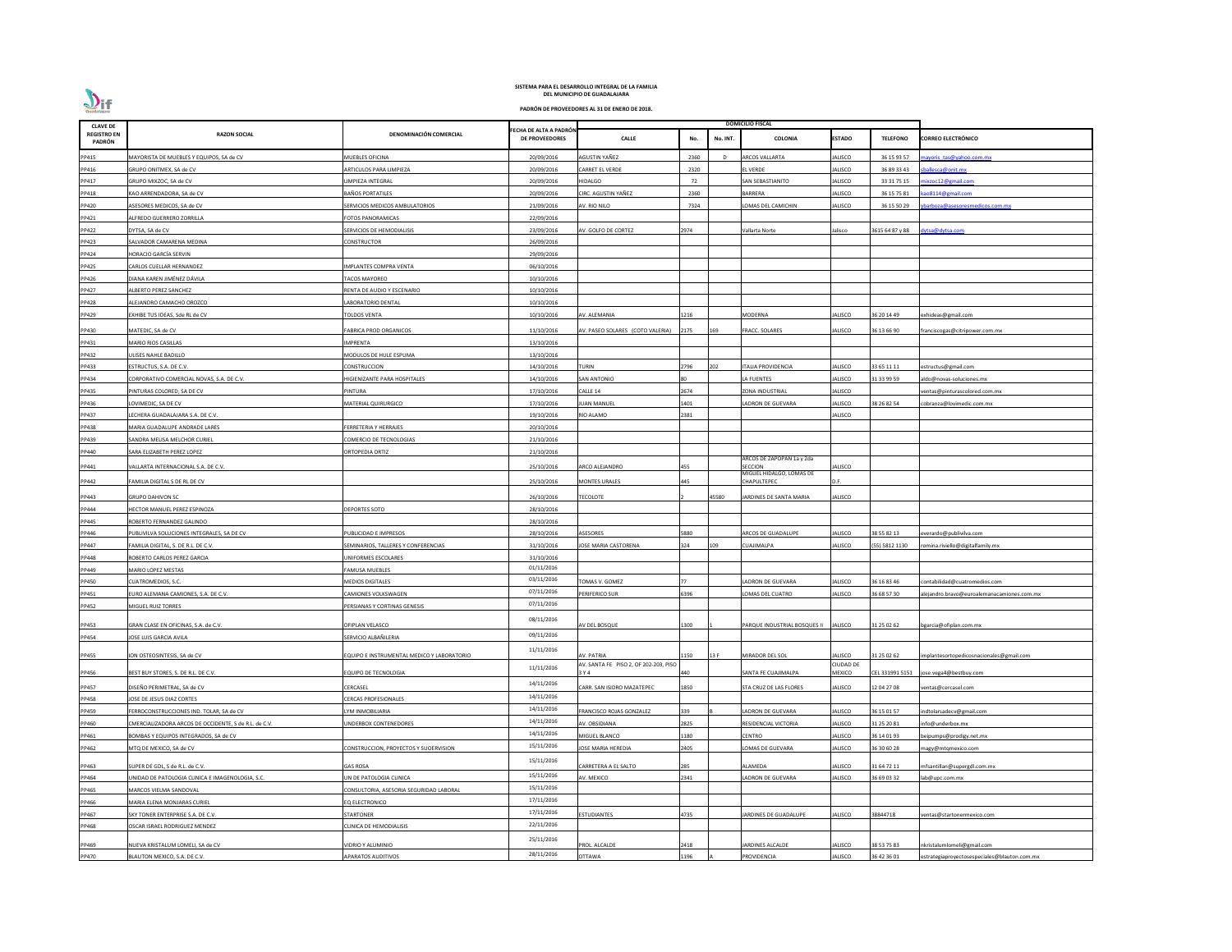**SISTEMA PARA EL DESARROLLO INTEGRAL DE LA FAMILIA DEL MUNICIPIO DE GUADALAJARA**

**PADRÓN DE PROVEEDORES AL 31 DE ENERO DE 2018.**

| CLAVE DE REGISTRO EN PADRÓN | RAZON SOCIAL | DENOMINACIÓN COMERCIAL | FECHA DE ALTA A PADRÓN DE PROVEEDORES | DOMICILIO FISCAL | | | | | | |
|---|---|---|---|---|---|---|---|---|---|---|
| | | | | CALLE | No. | No. INT. | COLONIA | ESTADO | TELEFONO | CORREO ELECTRÓNICO |
| PP415 | MAYORISTA DE MUEBLES Y EQUIPOS, SA de CV | MUEBLES OFICINA | 20/09/2016 | AGUSTIN YAÑEZ | 2360 | D | ARCOS VALLARTA | JALISCO | 36 15 93 57 | mayoris_tas@yahoo.com.mx |
| PP416 | GRUPO ONITMEX, SA de CV | ARTICULOS PARA LIMPIEZA | 20/09/2016 | CARRET EL VERDE | 2320 | | EL VERDE | JALISCO | 36 89 33 43 | sballesca@onit.mx |
| PP417 | GRUPO MIXZOC, SA de CV | LIMPIEZA INTEGRAL | 20/09/2016 | HIDALGO | 72 | | SAN SEBASTIANITO | JALISCO | 33 31 75 15 | mixzoc12@gmail.com |
| PP418 | KAO ARRENDADORA, SA de CV | BAÑOS PORTATILES | 20/09/2016 | CIRC. AGUSTIN YAÑEZ | 2360 | | BARRERA | JALISCO | 36 15 75 81 | kao8114@gmail.com |
| PP420 | ASESORES MEDICOS, SA de CV | SERVICIOS MEDICOS AMBULATORIOS | 21/09/2016 | AV. RIO NILO | 7324 | | LOMAS DEL CAMICHIN | JALISCO | 36 15 50 29 | ybarboza@asesoresmedicos.com.mx |
| PP421 | ALFREDO GUERRERO ZORRILLA | FOTOS PANORAMICAS | 22/09/2016 | | | | | | | |
| PP422 | DYTSA, SA de CV | SERVICIOS DE HEMODIALISIS | 23/09/2016 | AV. GOLFO DE CORTEZ | 2974 | | Vallarta Norte | Jalisco | 3615 64 87 y 88 | dytsa@dytsa.com |
| PP423 | SALVADOR CAMARENA MEDINA | CONSTRUCTOR | 26/09/2016 | | | | | | | |
| PP424 | HORACIO GARCÍA SERVIN | | 29/09/2016 | | | | | | | |
| PP425 | CARLOS CUELLAR HERNANDEZ | IMPLANTES COMPRA VENTA | 06/10/2016 | | | | | | | |
| PP426 | DIANA KAREN JIMÉNEZ DÁVILA | TACOS MAYOREO | 10/10/2016 | | | | | | | |
| PP427 | ALBERTO PEREZ SANCHEZ | RENTA DE AUDIO Y ESCENARIO | 10/10/2016 | | | | | | | |
| PP428 | ALEJANDRO CAMACHO OROZCO | LABORATORIO DENTAL | 10/10/2016 | | | | | | | |
| PP429 | EXHIBE TUS IDEAS, Sde RL de CV | TOLDOS VENTA | 10/10/2016 | AV. ALEMANIA | 1216 | | MODERNA | JALISCO | 36 20 14 49 | exhideas@gmail.com |
| PP430 | MATEDIC, SA de CV | FABRICA PROD ORGANICOS | 11/10/2016 | AV. PASEO SOLARES (COTO VALERIA) | 2175 | 169 | FRACC. SOLARES | JALISCO | 36 13 66 90 | franciscogas@citripower.com.mx |
| PP431 | MARIO RIOS CASILLAS | IMPRENTA | 13/10/2016 | | | | | | | |
| PP432 | ULISES NAHLE BADILLO | MODULOS DE HULE ESPUMA | 13/10/2016 | | | | | | | |
| PP433 | ESTRUCTUS, S.A. DE C.V. | CONSTRUCCION | 14/10/2016 | TURIN | 2796 | 202 | ITALIA PROVIDENCIA | JALISCO | 33 65 11 11 | estructus@gmail.com |
| PP434 | CORPORATIVO COMERCIAL NOVAS, S.A. DE C.V. | HIGIENIZANTE PARA HOSPITALES | 14/10/2016 | SAN ANTONIO | 80 | | LA FUENTES | JALISCO | 31 33 99 59 | aldo@novas-soluciones.mx |
| PP435 | PINTURAS COLORED, SA DE CV | PINTURA | 17/10/2016 | CALLE 14 | 2674 | | ZONA INDUSTRIAL | JALISCO | | ventas@pinturascolored.com.mx |
| PP436 | LOVIMEDIC, SA DE CV | MATERIAL QUIRURGICO | 17/10/2016 | JUAN MANUEL | 1401 | | LADRON DE GUEVARA | JALISCO | 38 26 82 54 | cobranza@lovimedic.com.mx |
| PP437 | LECHERA GUADALAJARA S.A. DE C.V. | | 19/10/2016 | RIO ALAMO | 2381 | | | JALISCO | | |
| PP438 | MARIA GUADALUPE ANDRADE LARES | FERRETERIA Y HERRAJES | 20/10/2016 | | | | | | | |
| PP439 | SANDRA MELISA MELCHOR CURIEL | COMERCIO DE TECNOLOGIAS | 21/10/2016 | | | | | | | |
| PP440 | SARA ELIZABETH PEREZ LOPEZ | ORTOPEDIA ORTIZ | 21/10/2016 | | | | | | | |
| PP441 | VALLARTA INTERNACIONAL S.A. DE C.V. | | 25/10/2016 | ARCO ALEJANDRO | 455 | | ARCOS DE ZAPOPAN 1a y 2da SECCION | JALISCO | | |
| PP442 | FAMILIA DIGITAL S DE RL DE CV | | 25/10/2016 | MONTES URALES | 445 | | MIGUEL HIDALGO, LOMAS DE CHAPULTEPEC | D.F. | | |
| PP443 | GRUPO DAHVON SC | | 26/10/2016 | TECOLOTE | 2 | 45580 | JARDINES DE SANTA MARIA | JALISCO | | |
| PP444 | HECTOR MANUEL PEREZ ESPINOZA | DEPORTES SOTO | 28/10/2016 | | | | | | | |
| PP445 | ROBERTO FERNANDEZ GALINDO | | 28/10/2016 | | | | | | | |
| PP446 | PUBLIVILVA SOLUCIONES INTEGRALES, SA DE CV | PUBLICIDAD E IMPRESOS | 28/10/2016 | ASESORES | 5880 | | ARCOS DE GUADALUPE | JALISCO | 38 55 82 13 | everardo@publivilva.com |
| PP447 | FAMILIA DIGITAL, S. DE R.L. DE C.V. | SEMINARIOS, TALLERES Y CONFERENCIAS | 31/10/2016 | JOSE MARIA CASTORENA | 324 | 109 | CUAJIMALPA | JALISCO | (55) 5812 1130 | romina.riviello@digitalfamily.mx |
| PP448 | ROBERTO CARLOS PEREZ GARCIA | UNIFORMES ESCOLARES | 31/10/2016 | | | | | | | |
| PP449 | MARIO LOPEZ MESTAS | FAMUSA MUEBLES | 01/11/2016 | | | | | | | |
| PP450 | CUATROMEDIOS, S.C. | MEDIOS DIGITALES | 03/11/2016 | TOMAS V. GOMEZ | 77 | | LADRON DE GUEVARA | JALISCO | 36 16 83 46 | contabilidad@cuatromedios.com |
| PP451 | EURO ALEMANA CAMIONES, S.A. DE C.V. | CAMIONES VOLKSWAGEN | 07/11/2016 | PERIFERICO SUR | 6396 | | LOMAS DEL CUATRO | JALISCO | 36 68 57 30 | alejandro.bravo@euroalemanacamiones.com.mx |
| PP452 | MIGUEL RUIZ TORRES | PERSIANAS Y CORTINAS GENESIS | 07/11/2016 | | | | | | | |
| PP453 | GRAN CLASE EN OFICINAS, S.A. de C.V. | OFIPLAN VELASCO | 08/11/2016 | AV DEL BOSQUE | 1300 | 1 | PARQUE INDUSTRIAL BOSQUES II | JALISCO | 31 25 02 62 | bgarcia@ofiplan.com.mx |
| PP454 | JOSE LUIS GARCIA AVILA | SERVICIO ALBAÑILERIA | 09/11/2016 | | | | | | | |
| PP455 | ION OSTEOSINTESIS, SA de CV | EQUIPO E INSTRUMENTAL MEDICO Y LABORATORIO | 11/11/2016 | AV. PATRIA | 1150 | 13 F | MIRADOR DEL SOL | JALISCO | 31 25 02 62 | implantesortopedicosnacionales@gmail.com |
| PP456 | BEST BUY STORES, S. DE R.L. DE C.V. | EQUIPO DE TECNOLOGIA | 11/11/2016 | AV. SANTA FE PISO 2, OF 202-203, PISO 3 Y 4 | 440 | | SANTA FE CUAJIMALPA | CIUDAD DE MEXICO | CEL 331991 5151 | jose.vega4@bestbuy.com |
| PP457 | DISEÑO PERIMETRAL, SA de CV | CERCASEL | 14/11/2016 | CARR. SAN ISIDRO MAZATEPEC | 1850 | | STA CRUZ DE LAS FLORES | JALISCO | 12 04 27 08 | ventas@cercasel.com |
| PP458 | JOSE DE JESUS DIAZ CORTES | CERCAS PROFESIONALES | 14/11/2016 | | | | | | | |
| PP459 | FERROCONSTRUCCIONES IND. TOLAR, SA de CV | LYM INMOBILIARIA | 14/11/2016 | FRANCISCO ROJAS GONZALEZ | 339 | B | LADRON DE GUEVARA | JALISCO | 36 15 01 57 | indtolarsadecv@gmail.com |
| PP460 | CMERCIALIZADORA ARCOS DE OCCIDENTE, S de R.L. de C.V. | UNDERBOX CONTENEDORES | 14/11/2016 | AV. OBSIDIANA | 2825 | | RESIDENCIAL VICTORIA | JALISCO | 31 25 20 81 | info@underbox.mx |
| PP461 | BOMBAS Y EQUIPOS INTEGRADOS, SA de CV | | 14/11/2016 | MIGUEL BLANCO | 1180 | | CENTRO | JALISCO | 36 14 01 93 | beipumps@prodigy.net.mx |
| PP462 | MTQ DE MEXICO, SA de CV | CONSTRUCCION, PROYECTOS Y SUOERVISION | 15/11/2016 | JOSE MARIA HEREDIA | 2405 | | LOMAS DE GUEVARA | JALISCO | 36 30 60 28 | magy@mtqmexico.com |
| PP463 | SUPER DE GDL, S de R.L. de C.V. | GAS ROSA | 15/11/2016 | CARRETERA A EL SALTO | 285 | | ALAMEDA | JALISCO | 31 64 72 11 | mfsantillan@supergdl.com.mx |
| PP464 | UNIDAD DE PATOLOGIA CLINICA E IMAGENOLOGIA, S.C. | UN DE PATOLOGIA CLINICA | 15/11/2016 | AV. MEXICO | 2341 | | LADRON DE GUEVARA | JALISCO | 36 69 03 32 | lab@upc.com.mx |
| PP465 | MARCOS VIELMA SANDOVAL | CONSULTORIA, ASESORIA SEGURIDAD LABORAL | 15/11/2016 | | | | | | | |
| PP466 | MARIA ELENA MONJARAS CURIEL | EQ ELECTRONICO | 17/11/2016 | | | | | | | |
| PP467 | SKY TONER ENTERPRISE S.A. DE C.V. | STARTONER | 17/11/2016 | ESTUDIANTES | 4735 | | JARDINES DE GUADALUPE | JALISCO | 38844718 | ventas@startonermexico.com |
| PP468 | OSCAR ISRAEL RODRIGUEZ MENDEZ | CLINICA DE HEMODIALISIS | 22/11/2016 | | | | | | | |
| PP469 | NUEVA KRISTALUM LOMELI, SA de CV | VIDRIO Y ALUMINIO | 25/11/2016 | PROL. ALCALDE | 2418 | | JARDINES ALCALDE | JALISCO | 38 53 75 83 | nkristalumlomeli@gmail.com |
| PP470 | BLAUTON MEXICO, S.A. DE C.V. | APARATOS AUDITIVOS | 28/11/2016 | OTTAWA | 1196 | A | PROVIDENCIA | JALISCO | 36 42 36 01 | estrategiaproyectosespeciales@blauton.com.mx |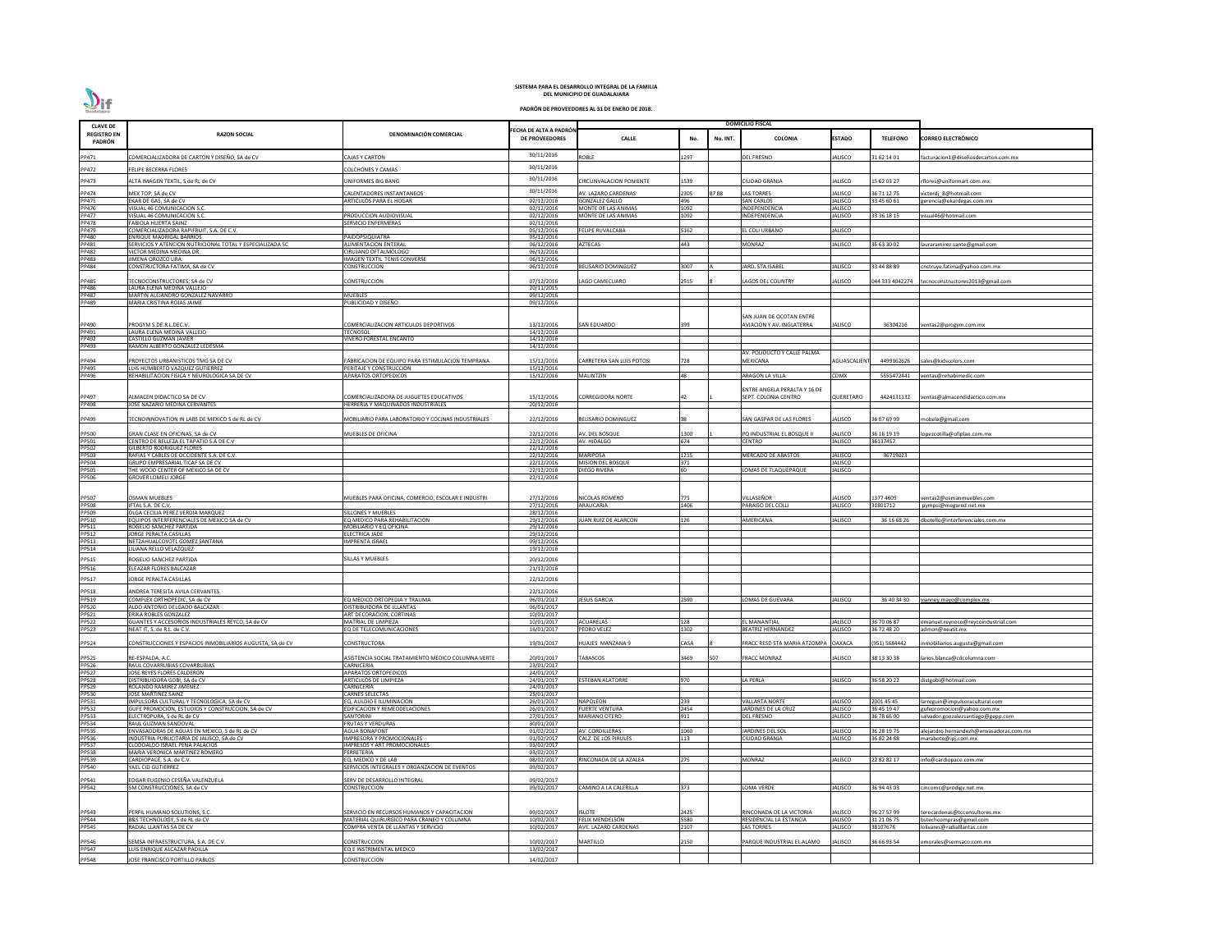**SISTEMA PARA EL DESARROLLO INTEGRAL DE LA FAMILIA**
**DEL MUNICIPIO DE GUADALAJARA**

**PADRÓN DE PROVEEDORES AL 31 DE ENERO DE 2018.**

| CLAVE DE REGISTRO EN PADRÓN | RAZON SOCIAL | DENOMINACIÓN COMERCIAL | FECHA DE ALTA A PADRÓN DE PROVEEDORES | DOMICILIO FISCAL | | | | | | |
|---|---|---|---|---|---|---|---|---|---|---|
| | | | | CALLE | No. | No. INT. | COLONIA | ESTADO | TELEFONO | CORREO ELECTRÓNICO |
| PP471 | COMERCIALIZADORA DE CARTON Y DISEÑO, SA de CV | CAJAS Y CARTON | 30/11/2016 | ROBLE | 1297 | | DEL FRESNO | JALISCO | 31 62 14 01 | facturacion1@diseñosdecarton.com.mx |
| PP472 | FELIPE BECERRA FLORES | COLCHONES Y CAMAS | 30/11/2016 | | | | | | | |
| PP473 | ALTA IMAGEN TEXTIL, S de RL de CV | UNIFORMES BIG BANG | 30/11/2016 | CIRCUNVALACION PONIENTE | 1539 | | CIUDAD GRANJA | JALISCO | 15 62 03 27 | rflores@uniformart.com.mx |
| PP474 | MEX TOP, SA de CV | CALENTADORES INSTANTANEOS | 30/11/2016 | AV. LAZARO CARDENAS | 2305 | B7 B8 | LAS TORRES | JALISCO | 36 71 12 75 | victordj_8@hotmail.com |
| PP475 | EKAR DE GAS, SA de CV | ARTICULOS PARA EL HOGAR | 02/12/2016 | GONZALEZ GALLO | 496 | | SAN CARLOS | JALISCO | 33 45 60 61 | gerencia@ekardegas.com.mx |
| PP476 | VISUAL 46 COMUNICACION S.C. | | 02/12/2016 | MONTE DE LAS ANIMAS | 1092 | | INDEPENDENCIA | JALISCO | | |
| PP477 | VISUAL 46 COMUNICACION S.C. | PRODUCCION AUDIOVISUAL | 02/12/2016 | MONTE DE LAS ANIMAS | 1092 | | INDEPENDENCIA | JALISCO | 33 36 18 15 | visual46@hotmail.com |
| PP478 | FABIOLA HUERTA SAINZ | SERVICIO ENFERMERAS | 02/12/2016 | | | | | | | |
| PP479 | COMERCIALIZADORA RAPIFRUIT, S.A. DE C.V. | | 05/12/2016 | FELIPE RUVALCABA | 5162 | | EL COLI URBANO | JALISCO | | |
| PP480 | ENRIQUE MADRIGAL BARRIOS | PAIDOPSIQUIATRA | 05/12/2016 | | | | | | | |
| PP481 | SERVICIOS Y ATENCION NUTRICIONAL TOTAL Y ESPECIALIZADA SC | ALIMENTACION ENTERAL | 06/12/2016 | AZTECAS | 443 | | MONRAZ | JALISCO | 35 63 30 02 | lauraramirez.sante@gmail.com |
| PP482 | VICTOR MEDINA MEDINA DR. | CIRUJANO OFTALMOLOGO | 06/12/2016 | | | | | | | |
| PP483 | JIMENA OROZCO LIRA | IMAGEN TEXTIL TENIS CONVERSE | 06/12/2016 | | | | | | | |
| PP484 | CONSTRUCTORA FATIMA, SA de CV | CONSTRUCCION | 06/12/2016 | BELISARIO DOMINGUEZ | 3007 | A | JARD. STA ISABEL | JALISCO | 33 44 88 89 | cnstruye.fatima@yahoo.com.mx |
| PP485 | TECNOCONSTRUCTORES, SA de CV | CONSTRUCCION | 07/12/2016 | LAGO CAMECUARO | 2515 | 8 | LAGOS DEL COUNTRY | JALISCO | 044 333 4042274 | tecnoconstructores2013@gmail.com |
| PP486 | LAURA ELENA MEDINA VALLEJO | | 20/11/2015 | | | | | | | |
| PP487 | MARTIN ALEJANDRO GONZALEZ NAVARRO | MUEBLES | 09/12/2016 | | | | | | | |
| PP489 | MARIA CRISTINA ROJAS JAIME | PUBLICIDAD Y DISEÑO | 09/12/2016 | | | | | | | |
| PP490 | PROGYM S.DE R.L.DEC.V. | COMERCIALIZACION ARTICULOS DEPORTIVOS | 13/12/2016 | SAN EDUARDO | 399 | | SAN JUAN DE OCOTAN ENTRE AVIACION Y AV. INGLATERRA | JALISCO | 36304216 | ventas2@progym.com.mx |
| PP491 | LAURA ELENA MEDINA VALLEJO | TECNOSOL | 14/12/2016 | | | | | | | |
| PP492 | CASTILLO GUZMAN JAVIER | VIVERO FORESTAL ENCANTO | 14/12/2016 | | | | | | | |
| PP493 | RAMON ALBERTO GONZALEZ LEDESMA | | 14/12/2016 | | | | | | | |
| PP494 | PROYECTOS URBANISTICOS TMG SA DE CV | FABRICACION DE EQUIPO PARA ESTIMULACION TEMPRANA | 15/12/2016 | CARRETERA SAN LUIS POTOSI | 728 | | AV. POLIDUCTO Y CALLE PALMA MEXICANA | AGUASCALIENT | 4499162626 | sales@kidscolors.com |
| PP495 | LUIS HUMBERTO VAZQUEZ GUTIERREZ | PERITAJE Y CONSTRUCCION | 15/12/2016 | | | | | | | |
| PP496 | REHABILITACION FISICA Y NEUROLOGICA SA DE CV | APARATOS ORTOPEDICOS | 15/12/2016 | MALINTZIN | 48 | | ARAGON LA VILLA | CDMX | 5555472441 | ventas@rehabimedic.com |
| PP497 | ALMACEN DIDACTICO SA DE CV | COMERCIALIZADORA DE JUGUETES EDUCATIVOS | 15/12/2016 | CORREGIDORA NORTE | 42 | 1 | ENTRE ANGELA PERALTA Y 16 DE SEPT. COLONIA CENTRO | QUERETARO | 4424131132 | ventas@almacendidactico.com.mx |
| PP498 | JOSE NAZARIO MEDINA CERVANTES | HERRERIA Y MAQUINADOS INDUSTRIALES | 20/12/2016 | | | | | | | |
| PP499 | TECNOINNOVATION IN LABS DE MEXICO S de RL de CV | MOBILIARIO PARA LABORATORIO Y COCINAS INDUSTRIALES | 22/12/2016 | BELISARIO DOMINGUEZ | 38 | | SAN GASPAR DE LAS FLORES | JALISCO | 36 07 69 99 | mobela@gmail.com |
| PP500 | GRAN CLASE EN OFICINAS, SA de CV | MUEBLES DE OFICINA | 22/12/2016 | AV. DEL BOSQUE | 1300 | 1 | PQ.INDUSTRIAL EL BOSQUE II | JALISCO | 36 16 19 19 | lopezcotilla@ofiplan.com.mx |
| PP501 | CENTRO DE BELLEZA EL TAPATIO S.A DE C.V | | 22/12/2016 | AV. HIDALGO | 674 | | CENTRO | JALISCO | 36137457 | |
| PP502 | GILBERTO RODRIGUEZ FLORES | | 22/12/2016 | | | | | | | |
| PP503 | RAFIAS Y CABLES DE OCCIDENTE S.A. DE C.V. | | 22/12/2016 | MARIPOSA | 1215 | | MERCADO DE ABASTOS | JALISCO | 36719023 | |
| PP504 | GRUPO EMPRESARIAL TICAF SA DE CV | | 22/12/2016 | MISION DEL BOSQUE | 371 | | | JALISCO | | |
| PP505 | THE WOOD CENTER OF MEXICO SA DE CV | | 22/12/2016 | DIEGO RIVERA | 60 | | LOMAS DE TLAQUEPAQUE | JALISCO | | |
| PP506 | GROVER LOMELI JORGE | | 22/12/2016 | | | | | | | |
| PP507 | OSMAN MUEBLES | MUEBLES PARA OFICINA, COMERCIO, ESCOLAR E INDUSTRI | 27/12/2016 | NICOLAS ROMERO | 775 | | VILLASEÑOR | JALISCO | 1377 4605 | ventas2@osmanmuebles.com |
| PP508 | IFTAL S.A. DE C.V. | | 27/12/2016 | ARAUCARIA | 1406 | | PARAISO DEL COLLI | JALISCO | 31801712 | pympsi@megared.net.mx |
| PP509 | OLGA CECILIA PEREZ VERDIA MARQUEZ | SILLONES Y MUEBLES | 28/12/2016 | | | | | | | |
| PP510 | EQUIPOS INTERFERENCIALES DE MEXICO SA de CV | EQ.MEDICO PARA REHABILITACION | 29/12/2016 | JUAN RUIZ DE ALARCON | 126 | | AMERICANA | JALISCO | 36 16 68 26 | dbotello@interferenciales.com.mx |
| PP511 | ROGELIO SANCHEZ PARTIDA | MOBILIARIO Y EQ OFICINA | 29/12/2016 | | | | | | | |
| PP512 | JORGE PERALTA CASILLAS | ELECTRICA JADE | 29/12/2016 | | | | | | | |
| PP513 | NETZAHUALCOYOTL GOMEZ SANTANA | IMPRENTA ISRAEL | 09/12/2016 | | | | | | | |
| PP514 | LILIANA RELLO VELAZQUEZ | | 19/12/2016 | | | | | | | |
| PP515 | ROGELIO SANCHEZ PARTIDA | SILLAS Y MUEBLES | 20/12/2016 | | | | | | | |
| PP516 | ELEAZAR FLORES BALCAZAR | | 21/12/2016 | | | | | | | |
| PP517 | JORGE PERALTA CASILLAS | | 22/12/2016 | | | | | | | |
| PP518 | ANDREA TERESITA AVILA CERVANTES | | 22/12/2016 | | | | | | | |
| PP519 | COMPLEX ORTHOPEDIC, SA de CV | EQ MEDICO ORTOPEDIA Y TRAUMA | 06/01/2017 | JESUS GARCIA | 2590 | | LOMAS DE GUEVARA | JALISCO | 36 40 34 30 | vianney.mayo@complex.mx |
| PP520 | ALDO ANTONIO DELGADO BALCAZAR | DISTRIBUIDORA DE LLANTAS | 06/01/2017 | | | | | | | |
| PP521 | ERIKA ROBLES GONZALEZ | ART DECORACION, CORTINAS | 10/01/2017 | | | | | | | |
| PP522 | GUANTES Y ACCESORIOS INDUSTRIALES REYCO, SA de CV | MATRIAL DE LIMPIEZA | 10/01/2017 | ACUARELAS | 128 | | EL MANANTIAL | JALISCO | 36 70 06 87 | emanuel.reynoso@reycoindustrial.com |
| PP523 | NEAT IT, S. de R.L. de C.V. | EQ DE TELECOMUNICACIONES | 16/01/2017 | PEDRO VELEZ | 1302 | | BEATRIZ HERNANDEZ | JALISCO | 36 72 48 20 | admon@neatit.mx |
| PP524 | CONSTRUCCIONES Y ESPACIOS INMOBILIARIOS AUGUSTA, SA de CV | CONSTRUCTORA | 19/01/2017 | HUAJES MANZANA 9 | CASA | 8 | FRACC RESD STA MARIA ATZOMPA | OAXACA | (951) 5684442 | inmobiliarios.augusta@gmail.com |
| PP525 | RE-ESPALDA, A.C. | ASISTENCIA SOCIAL TRATAMIENTO MEDICO COLUMNA VERTE | 20/01/2017 | TARASCOS | 3469 | 507 | FRACC MONRAZ | JALISCO | 38 13 30 38 | larios.blanca@cdcolumna.com |
| PP526 | RAUL COVARRUBIAS COVARRUBIAS | CARNICERIA | 23/01/2017 | | | | | | | |
| PP527 | JOSE REYES FLORES CALDERON | APARATOS ORTOPEDICOS | 24/01/2017 | | | | | | | |
| PP528 | DISTRIBUIDORA GOBI, SA de CV | ARTICULOS DE LIMPIEZA | 24/01/2017 | ESTEBAN ALATORRE | 970 | | LA PERLA | JALISCO | 36 58 20 22 | distgobi@hotmail.com |
| PP529 | ROLANDO RAMIREZ JIMENEZ | CARNICERIA | 24/01/2017 | | | | | | | |
| PP530 | JOSE MARTINEZ SAINZ | CARNES SELECTAS | 25/01/2017 | | | | | | | |
| PP531 | IMPULSORA CULTURAL Y TECNOLOGICA, SA de CV | EQ. AUDIO E ILUMINACION | 26/01/2017 | NAPOLEON | 239 | | VALLARTA NORTE | JALISCO | 2001 45 45 | larreguin@impulsoracultural.com |
| PP532 | GUFE PROMOCION, ESTUDIOS Y CONSTRUCCION, SA de CV | EDIFICACION Y REMEODELACIONES | 26/01/2017 | FUERTE VENTURA | 2454 | | JARDINES DE LA CRUZ | JALISCO | 36 45 19 47 | gufepromocion@yahoo.com.mx |
| PP533 | ELECTROPURA, S de RL de CV | SANTORINI | 27/01/2017 | MARIANO OTERO | 911 | | DEL FRESNO | JALISCO | 36 78 66 00 | salvador.gonzalezsantiago@gepp.com |
| PP534 | RAUL GUZMAN SANDOVAL | FRUTAS Y VERDURAS | 30/01/2017 | | | | | | | |
| PP535 | ENVASADORAS DE AGUAS EN MEXICO, S de RL de CV | AGUA BONAFONT | 01/02/2017 | AV. CORDILLERAS | 1060 | | JARDINES DEL SOL | JALISCO | 36 28 19 75 | alejandro.hernandezh@envasadoras.com.mx |
| PP536 | INDUSTRIA PUBLICITARIA DE JALISCO, SA de CV | IMPRESORA Y PROMOCIONALES | 01/02/2017 | CALZ. DE LOS PIRULES | 113 | | CIUDAD GRANJA | JALISCO | 36 82 24 68 | maraboto@ipj.com.mx |
| PP537 | CLODOALDO ISRAEL PEÑA PALACIOS | IMPRESOS Y ART PROMOCIONALES | 03/02/2017 | | | | | | | |
| PP538 | MARIA VERONICA MARTINEZ ROMERO | FERRETERIA | 03/02/2017 | | | | | | | |
| PP539 | CARDIOPACE, S.A. de C.V. | EQ. MEDICO Y DE LAB | 08/02/2017 | RINCONADA DE LA AZALEA | 275 | | MONRAZ | JALISCO | 22 82 82 17 | info@cardiopace.com.mx |
| PP540 | YAEL CID GUTIERREZ | SERVICIOS INTEGRALES Y ORGANZACION DE EVENTOS | 09/02/2017 | | | | | | | |
| PP541 | EDGAR EUGENIO CESEÑA VALENZUELA | SERV DE DESARROLLO INTEGRAL | 09/02/2017 | | | | | | | |
| PP542 | SM CONSTRUCCIONES, SA de CV | CONSTRUCCION | 09/02/2017 | CAMINO A LA CALERILLA | 373 | | LOMA VERDE | JALISCO | 36 94 43 03 | cincomc@prodigy.net.mx |
| PP543 | PERFIL HUMANO SOLUTIONS, S.C. | SERVICIO EN RECURSOS HUMANOS Y CAPACITACION | 09/02/2017 | ISLOTE | 2425 | | RINCONADA DE LA VICTORIA | JALISCO | 96 27 57 99 | terecardenas@tcconsultores.mx |
| PP544 | B&S TECHNOLOGY, S de RL de CV | MATERIAL QUIRURGICO PARA CRANEO Y COLUMNA | 10/02/2017 | FELIX MENDELSON | 5580 | | RESIDENCIAL LA ESTANCIA | JALISCO | 31 21 06 75 | bstechcompras@gmail.com |
| PP545 | RADIAL LLANTAS SA DE CV | COMPRA VENTA DE LLANTAS Y SERVICIO | 10/02/2017 | AVE. LAZARO CARDENAS | 2107 | | LAS TORRES | JALISCO | 38107676 | lolivares@radialllantas.com |
| PP546 | SEMSA INFRAESTRUCTURA, S.A. DE C.V. | CONSTRUCCION | 10/02/2017 | MARTILLO | 2150 | | PARQUE INDUSTRIAL EL ALAMO | JALISCO | 36 66 93 54 | emorales@semsaco.com.mx |
| PP547 | LUIS ENRIQUE ALCAZAR PADILLA | EQ E INSTRIMENTAL MEDICO | 13/02/2017 | | | | | | | |
| PP548 | JOSE FRANCISCO PORTILLO PABLOS | CONSTRUCCION | 14/02/2017 | | | | | | | |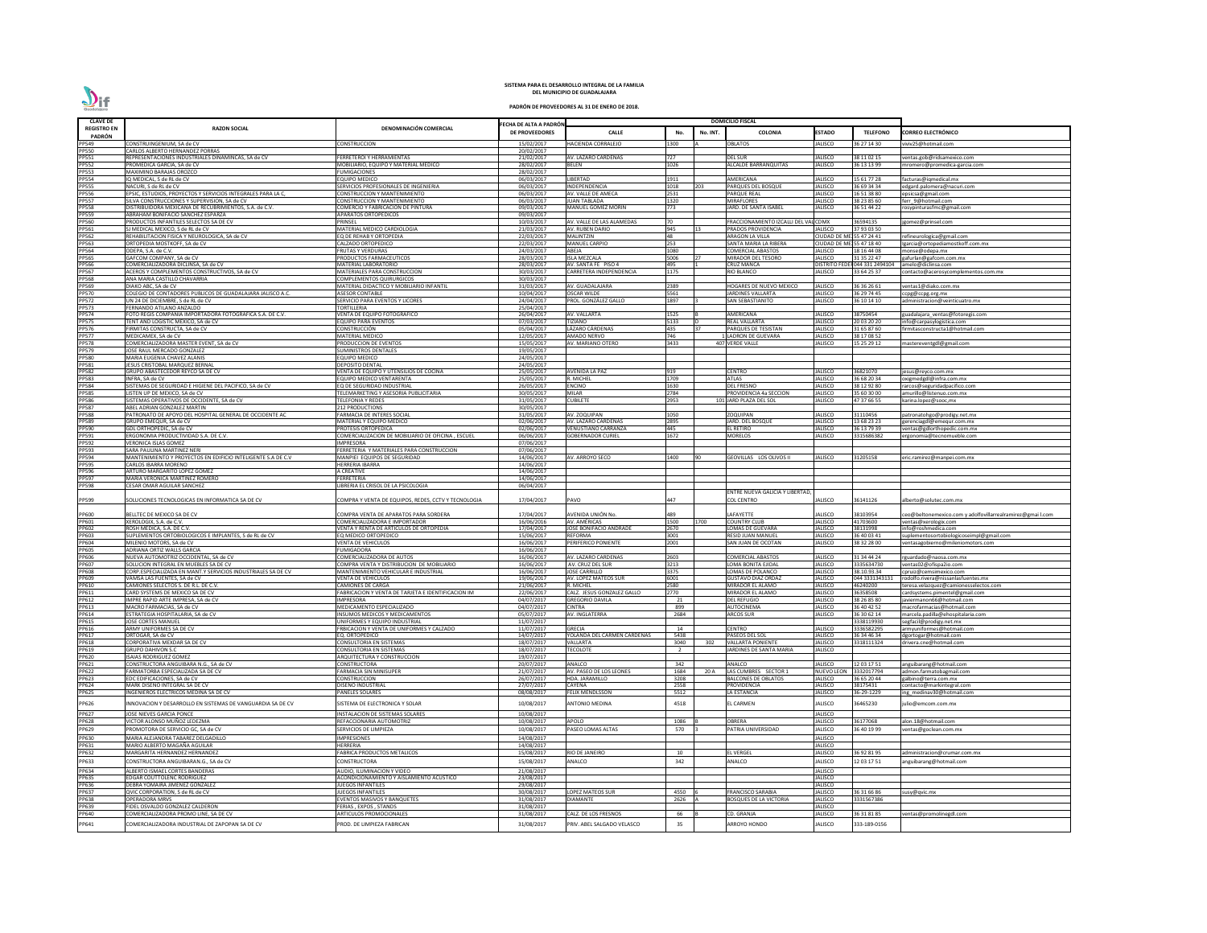**SISTEMA PARA EL DESARROLLO INTEGRAL DE LA FAMILIA**
**DEL MUNICIPIO DE GUADALAJARA**

**PADRÓN DE PROVEEDORES AL 31 DE ENERO DE 2018.**

| CLAVE DE REGISTRO EN PADRÓN | RAZON SOCIAL | DENOMINACIÓN COMERCIAL | FECHA DE ALTA A PADRÓN DE PROVEEDORES | DOMICILIO FISCAL | | | | | | CORREO ELECTRÓNICO |
|---|---|---|---|---|---|---|---|---|---|---|
| | | | | CALLE | No. | No. INT. | COLONIA | ESTADO | TELEFONO | |
| PP549 | CONSTRUINGENIUM, SA de CV | CONSTRUCCION | 15/02/2017 | HACIENDA CORRALEJO | 1300 | A | OBLATOS | JALISCO | 36 27 14 30 | viviv25@hotmail.com |
| PP550 | CARLOS ALBERTO HERNANDEZ PORRAS | | 20/02/2017 | | | | | | | |
| PP551 | REPRESENTACIONES INDUSTRIALES DINAMINCAS, SA de CV | FERRETERO Y HERRAMIENTAS | 21/02/2017 | AV. LAZARO CARDENAS | 727 | | DEL SUR | JALISCO | 38 11 02 15 | ventas.gob@ridsamexico.com |
| PP552 | PROMEDICA GARCIA, SA de CV | MOBILIARIO, EQUIPO Y MATERIAL MEDICO | 28/02/2017 | BELEN | 1026 | | ALCALDE BARRANQUITAS | JALISCO | 36 13 13 99 | mromero@promedica-garcia.com |
| PP553 | MAXIMINO BARAJAS OROZCO | FUMIGACIONES | 28/02/2017 | | | | | | | |
| PP554 | IQ MEDICAL, S de RL de CV | EQUIPO MEDICO | 06/03/2017 | LIBERTAD | 1911 | | AMERICANA | JALISCO | 15 61 77 28 | facturas@iqmedical.mx |
| PP555 | NACURI, S de RL de CV | SERVICIOS PROFESIONALES DE INGENIERIA | 06/03/2017 | INDEPENDENCIA | 1018 | 203 | PARQUES DEL BOSQUE | JALISCO | 36 69 34 34 | edgard.palomera@nacuri.com |
| PP556 | EPSIC, ESTUDIOS, PROYECTOS Y SERVICIOS INTEGRALES PARA LA C, | CONSTRUCCION Y MANTENIMIENTO | 06/03/2017 | AV. VALLE DE AMECA | 2531 | | PARQUE REAL | JALISCO | 16 51 38 80 | epsicsa@gmail.com |
| PP557 | SILVA CONSTRUCCIONES Y SUPERVISION, SA de CV | CONSTRUCCION Y MANTENIMIENTO | 06/03/2017 | JUAN TABLADA | 1320 | | MIRAFLORES | JALISCO | 38 23 85 60 | ferr_9@hotmail.com |
| PP558 | DISTRIBUIDORA MEXICANA DE RECUBRIMIENTOS, S.A. de C.V. | COMERCIO Y FABRICACION DE PINTURA | 09/03/2017 | MANUEL GOMEZ MORIN | 773 | | JARD. DE SANTA ISABEL | JALISCO | 36 51 44 22 | rosypinturasfmc@gmail.com |
| PP559 | ABRAHAM BONIFACIO SANCHEZ ESPARZA | APARATOS ORTOPEDICOS | 09/03/2017 | | | | | | | |
| PP560 | PRODUCTOS INFANTILES SELECTOS SA DE CV | PRINSEL | 10/03/2017 | AV. VALLE DE LAS ALAMEDAS | 70 | | FRACCIONAMIENTO IZCALLI DEL VALLE | CDMX | 36594135 | jgomez@prinsel.com |
| PP561 | SI MEDICAL MEXICO, S de RL de CV | MATERIAL MEDICO CARDIOLOGIA | 21/03/2017 | AV. RUBEN DARIO | 945 | 13 | PRADOS PROVIDENCIA | JALISCO | 37 93 03 50 | |
| PP562 | REHABILITACION FISICA Y NEUROLOGICA, SA de CV | EQ DE REHAB Y ORTOPEDIA | 22/03/2017 | MALINTZIN | 48 | | ARAGON LA VILLA | CIUDAD DE MEXICO | 55 47 24 41 | refineurologica@gmail.com |
| PP563 | ORTOPEDIA MOSTKOFF, SA de CV | CALZADO ORTOPEDICO | 22/03/2017 | MANUEL CARPIO | 253 | | SANTA MARIA LA RIBERA | CIUDAD DE MEXICO | 55 47 18 40 | lgarcia@ortopediamostkoff.com.mx |
| PP564 | ODEPA, S.A. de C.V. | FRUTAS Y VERDURAS | 24/03/2017 | ABEJA | 1080 | | COMERCIAL ABASTOS | JALISCO | 18 16 44 08 | monse@odepa.mx |
| PP565 | GAFCOM COMPANY, SA de CV | PRODUCTOS FARMACEUTICOS | 28/03/2017 | ISLA MEZCALA | 5006 | 27 | MIRADOR DEL TESORO | JALISCO | 31 35 22 47 | gafurlan@gafcom.com.mx |
| PP566 | COMERCIALIZADORA DICLINSA, SA de CV | MATERIAL LABORATORIO | 28/03/2017 | AV. SANTA FE PISO 4 | 495 | 1 | CRUZ MANCA | DISTRITO FEDERAL | 044 331 2494104 | amelo@diclinsa.com |
| PP567 | ACEROS Y COMPLEMENTOS CONSTRUCTIVOS, SA de CV | MATERIALES PARA CONSTRUCCION | 30/03/2017 | CARRETERA INDEPENDENCIA | 1175 | | RIO BLANCO | JALISCO | 33 64 25 37 | contacto@acerosycomplementos.com.mx |
| PP568 | ANA MARIA CASTILLO CHAVARRIA | COMPLEMENTOS QUIRURGICOS | 30/03/2017 | | | | | | | |
| PP569 | DIAKO ABC, SA de CV | MATERIAL DIDACTICO Y MOBILIARIO INFANTIL | 31/03/2017 | AV. GUADALAJARA | 2389 | | HOGARES DE NUEVO MEXICO | JALISCO | 36 36 26 61 | ventas1@diako.com.mx |
| PP570 | COLEGIO DE CONTADORES PUBLICOS DE GUADALAJARA JALISCO A.C. | ASESOR CONTABLE | 10/04/2017 | OSCAR WILDE | 5561 | | JARDINES VALLARTA | JALISCO | 36 29 74 45 | ccpg@ccpg.org.mx |
| PP572 | UN 24 DE DICIEMBRE, S de RL de CV | SERVICIO PARA EVENTOS Y LICORES | 24/04/2017 | PROL. GONZALEZ GALLO | 1897 | 3 | SAN SEBASTIANITO | JALISCO | 36 10 14 10 | administracion@veinticuatro.mx |
| PP573 | FERNANDO ATILANO ANZALDO | TORTILLERIA | 25/04/2017 | | | | | | | |
| PP574 | FOTO REGIS COMPAÑIA IMPORTADORA FOTOGRAFICA S.A. DE C.V. | VENTA DE EQUIPO FOTOGRAFICO | 26/04/2017 | AV. VALLARTA | 1525 | B | AMERICANA | JALISCO | 38750454 | guadalajara_ventas@fotoregis.com |
| PP575 | TENT AND LOGISTIC MEXICO, SA de CV | EQUIPO PARA EVENTOS | 07/03/2017 | TIZIANO | 5133 | D | REAL VALLARTA | JALISCO | 20 03 20 20 | info@carpasylogistica.com |
| PP576 | FIRMITAS CONSTRUCTA, SA de CV | CONSTRUCCIÓN | 05/04/2017 | LAZARO CÁRDENAS | 435 | 37 | PARQUES DE TESISTAN | JALISCO | 31 65 87 60 | firmitasconstructa1@hotmail.com |
| PP577 | MEDICAMEX, SA de CV | MATERIAL MEDICO | 12/05/2017 | AMADO NERVO | 746 | | LADRON DE GUEVARA | JALISCO | 38 17 08 52 | |
| PP578 | COMERCIALIZADORA MASTER EVENT, SA de CV | PRODUCCION DE EVENTOS | 15/05/2017 | AV. MARIANO OTERO | 3433 | 407 | VERDE VALLE | JALISCO | 15 25 29 12 | mastereventgdl@gmail.com |
| PP579 | JOSE RAUL MERCADO GONZALEZ | SUMINISTROS DENTALES | 19/05/2017 | | | | | | | |
| PP580 | MARIA EUGENIA CHAVEZ ALANIS | EQUIPO MEDICO | 24/05/2017 | | | | | | | |
| PP581 | JESUS CRISTOBAL MARQUEZ BERNAL | DEPOSITO DENTAL | 24/05/2017 | | | | | | | |
| PP582 | GRUPO ABASTECEDOR REYCO SA DE CV | VENTA DE EQUIPO Y UTENSILIOS DE COCINA | 25/05/2017 | AVENIDA LA PAZ | 919 | | CENTRO | JALISCO | 36821070 | jesus@reyco.com.mx |
| PP583 | INFRA, SA de CV | EQUIPO MEDICO VENTARENTA | 25/05/2017 | R. MICHEL | 1709 | | ATLAS | JALISCO | 36 68 20 34 | oxigmedgdl@infra.com.mx |
| PP584 | SISTEMAS DE SEGURIDAD E HIGIENE DEL PACIFICO, SA de CV | EQ DE SEGURIDAD INDUSTRIAL | 26/05/2017 | ENCINO | 1630 | | DEL FRESNO | JALISCO | 38 12 92 80 | rarcos@seguridadpacifico.com |
| PP585 | LISTEN UP DE MEXICO, SA de CV | TELEMARKETING Y ASESORIA PUBLICITARIA | 30/05/2017 | MILAR | 2784 | | PROVIDENCIA 4a SECCION | JALISCO | 35 60 30 00 | amurillo@listenuo.com.mx |
| PP586 | SISTEMAS OPERATIVOS DE OCCIDENTE, SA de CV | TELEFONIA Y REDES | 31/05/2017 | CUBILETE | 2953 | 101 | JARD PLAZA DEL SOL | JALISCO | 47 37 66 55 | karina.lopez@sooc.mx |
| PP587 | ABEL ADRIAN GONZALEZ MARTIN | 212 PRODUCTIONS | 30/05/2017 | | | | | | | |
| PP588 | PATRONATO DE APOYO DEL HOSPITAL GENERAL DE OCCIDENTE AC | FARMACIA DE INTERES SOCIAL | 31/05/2017 | AV. ZOQUIPAN | 1050 | | ZOQUIPAN | JALISCO | 31110456 | patronatohgo@prodigy.net.mx |
| PP589 | GRUPO EMEQUR, SA de CV | MATERIAL Y EQUIPO MEDICO | 02/06/2017 | AV. LAZARO CARDENAS | 2895 | | JARD. DEL BOSQUE | JALISCO | 13 68 23 23 | gerenciagdl@emequr.com.mx |
| PP590 | GDL ORTHOPEDIC, SA de CV | PROTESIS ORTOPEDICA | 02/06/2017 | VENUSTIANO CARRANZA | 445 | | EL RETIRO | JALISCO | 36 13 79 39 | ventas@gdlorthopedic.com.mx |
| PP591 | ERGONOMIA PRODUCTIVIDAD S.A. DE C.V. | COMERCIALIZACION DE MOBILIARIO DE OFICINA , ESCUEL | 06/06/2017 | GOBERNADOR CURIEL | 1672 | | MORELOS | JALISCO | 3315686382 | ergonomia@tecnomueble.com |
| PP592 | VERONICA ISLAS GOMEZ | IMPRESORA | 07/06/2017 | | | | | | | |
| PP593 | SARA PAULINA MARTINEZ NERI | FERRETERIA Y MATERIALES PARA CONSTRUCCION | 07/06/2017 | | | | | | | |
| PP594 | MANTENIMIENTO Y PROYECTOS EN EDIFICIO INTELIGENTE S.A DE C.V | MANPIEI EQUIPOS DE SEGURIDAD | 14/06/2017 | AV. ARROYO SECO | 1400 | 90 | GEOVILLAS LOS OLIVOS II | JALISCO | 31205158 | eric.ramirez@manpei.com.mx |
| PP595 | CARLOS IBARRA MORENO | HERRERIA IBARRA | 14/06/2017 | | | | | | | |
| PP596 | ARTURO MARGARITO LOPEZ GOMEZ | A CREATIVE | 14/06/2017 | | | | | | | |
| PP597 | MARIA VERONICA MARTINEZ ROMERO | FERRETERIA | 14/06/2017 | | | | | | | |
| PP598 | CESAR OMAR AGUILAR SANCHEZ | LIBRERIA EL CRISOL DE LA PSICOLOGIA | 06/04/2017 | | | | | | | |
| PP599 | SOLUCIONES TECNOLOGICAS EN INFORMATICA SA DE CV | COMPRA Y VENTA DE EQUIPOS, REDES, CCTV Y TECNOLOGIA | 17/04/2017 | PAVO | 447 | | ENTRE NUEVA GALICIA Y LIBERTAD, COL CENTRO | JALISCO | 36141126 | alberto@solutec.com.mx |
| PP600 | BELLTEC DE MEXICO SA DE CV | COMPRA VENTA DE APARATOS PARA SORDERA | 17/04/2017 | AVENIDA UNIÓN No. | 489 | | LAFAYETTE | JALISCO | 38103954 | ceo@beltonemexico.com y adolfovillarrealramirez@gmail.com |
| PP601 | XEROLOGIX, S.A. de C.V. | COMERCIALIZADORA E IMPORTADOR | 16/06/2016 | AV. AMÉRICAS | 1500 | 1700 | COUNTRY CLUB | JALISCO | 41703600 | ventas@xerologix.com |
| PP602 | ROSH MEDICA, S.A. DE C.V. | VENTA Y RENTA DE ARTICULOS DE ORTOPEDIA | 17/04/2017 | JOSE BONIFACIO ANDRADE | 2670 | | LOMAS DE GUEVARA | JALISCO | 38131998 | info@roshmedica.com |
| PP603 | SUPLEMENTOS ORTOBIOLOGICOS E IMPLANTES, S de RL de CV | EQ MEDICO ORTOPEDICO | 15/06/2017 | REFORMA | 3001 | | RESID JUAN MANUEL | JALISCO | 36 40 03 41 | suplementosortobiologicoseimpl@gmail.com |
| PP604 | MILENIO MOTORS, SA de CV | VENTA DE VEHICULOS | 16/06/2017 | PERIFERICO PONIENTE | 2001 | | SAN JUAN DE OCOTAN | JALISCO | 38 32 28 00 | ventasagobierno@mileniomotors.com |
| PP605 | ADRIANA ORTIZ WALLS GARCIA | FUMIGADORA | 16/06/2017 | | | | | | | |
| PP606 | NUEVA AUTOMOTRIZ OCCIDENTAL, SA de CV | COMERCIALIZADORA DE AUTOS | 16/06/2017 | AV. LAZARO CARDENAS | 2603 | | COMERCIAL ABASTOS | JALISCO | 31 34 44 24 | rguardado@naosa.com.mx |
| PP607 | SOLUCION INTEGRAL EN MUEBLES SA DE CV | COMPRA VENTA Y DISTRIBUCION DE MOBILIARIO | 16/06/2017 | AV. CRUZ DEL SUR | 3213 | | LOMA BONITA EJIDAL | JALISCO | 3335634730 | ventas02@ofispazio.com |
| PP608 | CORP.ESPECIALIZADA EN MANT.Y SERVICIOS INDUSTRIALES SA DE CV | MANTENIMIENTO VEHICULAR E INDUSTRIAL | 16/06/2017 | JOSE CARRILLO | 3375 | | LOMAS DE POLANCO | JALISCO | 38 10 93 34 | cpruiz@cemsimexico.com |
| PP609 | VAMSA LAS FUENTES, SA de CV | VENTA DE VEHICULOS | 19/06/2017 | AV. LOPEZ MATEOS SUR | 6001 | | GUSTAVO DIAZ ORDAZ | JALISCO | 044 3331343131 | rodolfo.rivera@nissanlasfuentes.mx |
| PP610 | CAMIONES SELECTOS S. DE R.L. DE C.V. | CAMIONES DE CARGA | 21/06/2017 | R. MICHEL | 2580 | | MIRADOR EL ALAMO | JALISCO | 46240200 | teresa.velazquez@camionesselectos.com |
| PP611 | CARD SYSTEMS DE MEXICO SA DE CV | FABRICACION Y VENTA DE TARJETA E IDENTIFICACION IM | 22/06/2017 | CALZ. JESUS GONZALEZ GALLO | 2770 | | MIRADOR EL ALAMO | JALISCO | 36358508 | cardsystems.pimentel@gmail.com |
| PP612 | IMPRE RAPID ARTE IMPRESA, SA de CV | IMPRESORA | 04/07/2017 | GREGORIO DAVILA | 21 | | DEL REFUGIO | JALISCO | 38 26 85 80 | javiermanon66@hotmail.com |
| PP613 | MACRO FARMACIAS, SA de CV | MEDICAMENTO ESPECIALIZADO | 04/07/2017 | CINTRA | 899 | | AUTOCINEMA | JALISCO | 36 40 42 52 | macrofarmacias@hotmail.com |
| PP614 | ESTRATEGIA HOSPITALARIA, SA de CV | INSUMOS MEDICOS Y MEDICAMENTOS | 05/07/2017 | AV. INGLATERRA | 2684 | | ARCOS SUR | JALISCO | 36 30 62 14 | marcela.padilla@ehospitalaria.com |
| PP615 | JOSE CORTES MANUEL | UNIFORMES Y EQUIPO INDUSTRIAL | 11/07/2017 | | | | | JALISCO | 3338119930 | segfacil@prodigy.net.mx |
| PP616 | ARMY UNIFORMES SA DE CV | FRBICACION Y VENTA DE UNIFORMES Y CALZADO | 11/07/2017 | GRECIA | 14 | | CENTRO | JALISCO | 3336582295 | armyuniformes@hotmail.com |
| PP617 | ORTOGAR, SA de CV | EQ. ORTOPEDICO | 14/07/2017 | YOLANDA DEL CARMEN CARDENAS | 5438 | | PASEOS DEL SOL | JALISCO | 36 34 46 34 | dgortogar@hotmail.com |
| PP618 | CORPORATIVA MEXDAR SA DE CV | CONSULTORIA EN SISTEMAS | 18/07/2017 | VALLARTA | 3040 | 302 | VALLARTA PONIENTE | JALISCO | 3318111324 | drivera.cme@hotmail.com |
| PP619 | GRUPO DAHVON S.C | CONSULTORIA EN SISTEMAS | 18/07/2017 | TECOLOTE | 2 | | JARDINES DE SANTA MARIA | JALISCO | | |
| PP620 | ISAIAS RODRIGUEZ GOMEZ | ARQUITECTURA Y CONSTRUCCION | 19/07/2017 | | | | | | | |
| PP621 | CONSTRUCTORA ANGUIBARA N.G., SA de CV | CONSTRUCTORA | 20/07/2017 | ANALCO | 342 | | ANALCO | JALISCO | 12 03 17 51 | anguibarang@hotmail.com |
| PP622 | FARMATORBA ESPECIALIZADA SA DE CV | FARMACIA SIN MINISUPER | 21/07/2017 | AV. PASEO DE LOS LEONES | 1684 | 20 A | LAS CUMBRES SECTOR 1 | NUEVO LEON | 3332017794 | admon.farmatob@gmail.com |
| PP623 | EDC EDIFICACIONES, SA de CV | CONSTRUCCION | 26/07/2017 | HDA. JARAMILLO | 3208 | | BALCONES DE OBLATOS | JALISCO | 36 65 20 44 | galbino@terra.com.mx |
| PP624 | MARK DISENO INTEGRAL SA DE CV | DISEÑO INDUSTRIAL | 27/07/2017 | CAYENA | 2558 | | PROVIDENCIA | JALISCO | 38175431 | contacto@markintegral.com |
| PP625 | INGENIEROS ELECTRICOS MEDINA SA DE CV | PANELES SOLARES | 08/08/2017 | FELIX MENDLSSON | 5512 | | LA ESTANCIA | JALISCO | 36-29-1229 | ing_medinav30@hotmail.com |
| PP626 | INNOVACION Y DESARROLLO EN SISTEMAS DE VANGUARDIA SA DE CV | SISTEMA DE ELECTRONICA Y SOLAR | 10/08/2017 | ANTONIO MEDINA | 4518 | | EL CARMEN | JALISCO | 36465230 | julio@emcom.com.mx |
| PP627 | JOSE NIEVES GARCIA PONCE | INSTALACION DE SISTEMAS SOLARES | 10/08/2017 | | | | | JALISCO | | |
| PP628 | VICTOR ALONSO MUÑOZ LEDEZMA | REFACCIONARIA AUTOMOTRIZ | 10/08/2017 | APOLO | 1086 | B | OBRERA | JALISCO | 36177068 | alon.18@hotmail.com |
| PP629 | PROMOTORA DE SERVICIO GC, SA de CV | SERVICIOS DE LIMPIEZA | 10/08/2017 | PASEO LOMAS ALTAS | 570 | 3 | PATRIA UNIVERSIDAD | JALISCO | 36 40 19 99 | ventas@goclean.com.mx |
| PP630 | MARIA ALEJANDRA TABAREZ DELGADILLO | IMPRESIONES | 14/08/2017 | | | | | JALISCO | | |
| PP631 | MARIO ALBERTO MAGAÑA AGUILAR | HERRERIA | 14/08/2017 | | | | | JALISCO | | |
| PP632 | MARGARITA HERNANDEZ HERNANDEZ | FABRICA PRODUCTOS METALICOS | 15/08/2017 | RIO DE JANEIRO | 10 | | EL VERGEL | JALISCO | 36 92 81 95 | administracion@crumar.com.mx |
| PP633 | CONSTRUCTORA ANGUIBARAN.G., SA de CV | CONSTRUCTORA | 15/08/2017 | ANALCO | 342 | | ANALCO | JALISCO | 12 03 17 51 | anguibarang@hotmail.com |
| PP634 | ALBERTO ISMAEL CORTES BANDERAS | AUDIO, ILUMINACION Y VIDEO | 21/08/2017 | | | | | JALISCO | | |
| PP635 | EDGAR COUTTOLENC RODRIGUEZ | ACONDICIONAMIENTO Y AISLAMIENTO ACUSTICO | 23/08/2017 | | | | | JALISCO | | |
| PP636 | DEBRA YOMAIRA JIMENEZ GONZALEZ | JUEGOS INFANTILES | 29/08/2017 | | | | | JALISCO | | |
| PP637 | QVIC CORPORATION, S de RL de CV | JUEGOS INFANTILES | 30/08/2017 | LOPEZ MATEOS SUR | 4550 | 6 | FRANCISCO SARABIA | JALISCO | 36 31 66 86 | susy@qvic.mx |
| PP638 | OPERADORA MRVS | EVENTOS MASIVOS Y BANQUETES | 31/08/2017 | DIAMANTE | 2626 | A | BOSQUES DE LA VICTORIA | JALISCO | 3331567386 | |
| PP639 | FIDEL OSVALDO GONZALEZ CALDERON | FERIAS , EXPOS , STANDS | 31/08/2017 | | | | | JALISCO | | |
| PP640 | COMERCIALIZADORA PROMO LINE, SA DE CV | ARTICULOS PROMOCIONALES | 31/08/2017 | CALZ. DE LOS FRESNOS | 66 | B | CD. GRANJA | JALISCO | 36 31 81 85 | ventas@promolinegdl.com |
| PP641 | COMERCIALIZADORA INDUSTRIAL DE ZAPOPAN SA DE CV | PROD. DE LIMPIEZA FABRICAN | 31/08/2017 | PRIV. ABEL SALGADO VELASCO | 35 | | ARROYO HONDO | JALISCO | 333-189-0156 | |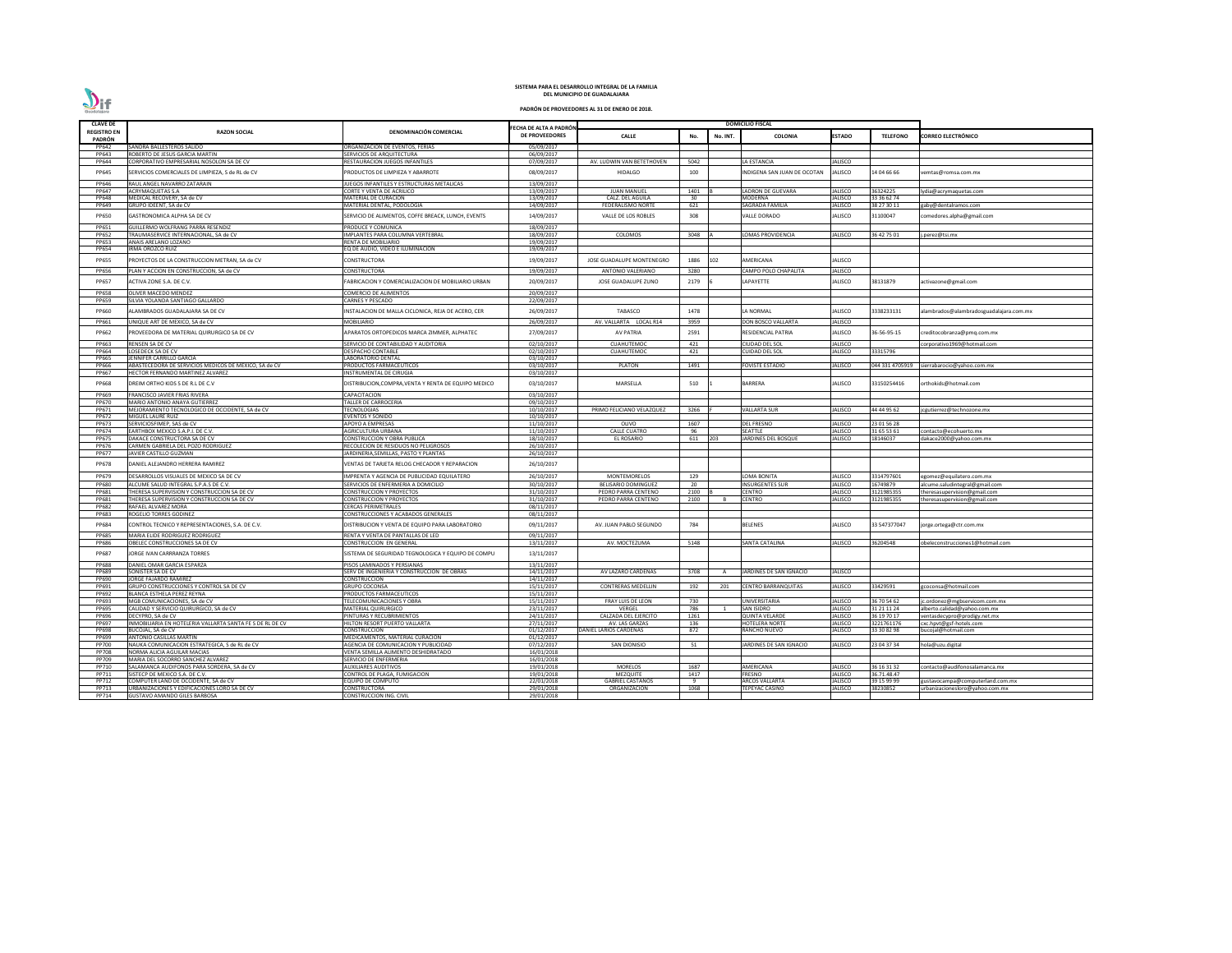**SISTEMA PARA EL DESARROLLO INTEGRAL DE LA FAMILIA**
**DEL MUNICIPIO DE GUADALAJARA**

**PADRÓN DE PROVEEDORES AL 31 DE ENERO DE 2018.**

| CLAVE DE REGISTRO EN PADRÓN | RAZON SOCIAL | DENOMINACIÓN COMERCIAL | FECHA DE ALTA A PADRÓN DE PROVEEDORES | DOMICILIO FISCAL | | | | | | |
|---|---|---|---|---|---|---|---|---|---|---|
| | | | | CALLE | No. | No. INT. | COLONIA | ESTADO | TELEFONO | CORREO ELECTRÓNICO |
| PP642 | SANDRA BALLESTEROS SALIDO | ORGANIZACION DE EVENTOS, FERIAS | 05/09/2017 | | | | | | | |
| PP643 | ROBERTO DE JESUS GARCIA MARTIN | SERVICIOS DE ARQUITECTURA | 06/09/2017 | | | | | | | |
| PP644 | CORPORATIVO EMPRESARIAL NOSOLON SA DE CV | RESTAURACION JUEGOS INFANTILES | 07/09/2017 | AV. LUDWIN VAN BETETHOVEN | 5042 | | LA ESTANCIA | JALISCO | | |
| PP645 | SERVICIOS COMERCIALES DE LIMPIEZA, S de RL de CV | PRODUCTOS DE LIMPIEZA Y ABARROTE | 08/09/2017 | HIDALGO | 100 | | INDIGENA SAN JUAN DE OCOTAN | JALISCO | 14 04 66 66 | ventas@romsa.com.mx |
| PP646 | RAUL ANGEL NAVARRO ZATARAIN | JUEGOS INFANTILES Y ESTRUCTURAS METALICAS | 13/09/2017 | | | | | | | |
| PP647 | ACRYMAQUETAS S.A | CORTE Y VENTA DE ACRILICO | 13/09/2017 | JUAN MANUEL | 1401 | B | LADRON DE GUEVARA | JALISCO | 36324225 | lydia@acrymaquetas.com |
| PP648 | MEDICAL RECOVERY, SA de CV | MATERIAL DE CURACION | 13/09/2017 | CALZ. DEL AGUILA | 30 | | MODERNA | JALISCO | 33 36 62 74 | |
| PP649 | GRUPO IDEENT, SA de CV | MATERIAL DENTAL, PODOLOGIA | 14/09/2017 | FEDERALISMO NORTE | 621 | | SAGRADA FAMILIA | JALISCO | 38 27 30 11 | gaby@dentalramos.com |
| PP650 | GASTRONOMICA ALPHA SA DE CV | SERVICIO DE ALIMENTOS, COFFE BREACK, LUNCH, EVENTS | 14/09/2017 | VALLE DE LOS ROBLES | 308 | | VALLE DORADO | JALISCO | 31100047 | comedores.alpha@gmail.com |
| PP651 | GUILLERMO WOLFRANG PARRA RESENDIZ | PRODUCE Y COMUNICA | 18/09/2017 | | | | | | | |
| PP652 | TRAUMASERVICE INTERNACIONAL, SA de CV | IMPLANTES PARA COLUMNA VERTEBRAL | 18/09/2017 | COLOMOS | 3048 | A | LOMAS PROVIDENCIA | JALISCO | 36 42 75 01 | j.perez@tsi.mx |
| PP653 | ANAIS ARELANO LOZANO | RENTA DE MOBILIARIO | 19/09/2017 | | | | | | | |
| PP654 | IRMA OROZCO RUIZ | EQ DE AUDIO, VIDEO E ILUMINACION | 19/09/2017 | | | | | | | |
| PP655 | PROYECTOS DE LA CONSTRUCCION METRAN, SA de CV | CONSTRUCTORA | 19/09/2017 | JOSE GUADALUPE MONTENEGRO | 1886 | 102 | AMERICANA | JALISCO | | |
| PP656 | PLAN Y ACCION EN CONSTRUCCION, SA de CV | CONSTRUCTORA | 19/09/2017 | ANTONIO VALERIANO | 3280 | | CAMPO POLO CHAPALITA | JALISCO | | |
| PP657 | ACTIVA ZONE S.A. DE C.V. | FABRICACION Y COMERCIALIZACION DE MOBILIARIO URBAN | 20/09/2017 | JOSE GUADALUPE ZUNO | 2179 | 6 | LAPAYETTE | JALISCO | 38131879 | activazone@gmail.com |
| PP658 | OLIVER MACEDO MENDEZ | COMERCIO DE ALIMENTOS | 20/09/2017 | | | | | | | |
| PP659 | SILVIA YOLANDA SANTIAGO GALLARDO | CARNES Y PESCADO | 22/09/2017 | | | | | | | |
| PP660 | ALAMBRADOS GUADALAJARA SA DE CV | INSTALACION DE MALLA CICLONICA, REJA DE ACERO, CER | 26/09/2017 | TABASCO | 1478 | | LA NORMAL | JALISCO | 3338233131 | alambrados@alambradosguadalajara.com.mx |
| PP661 | UNIQUE ART DE MEXICO, SA de CV | MOBILIARIO | 26/09/2017 | AV. VALLARTA LOCAL R14 | 3959 | | DON BOSCO VALLARTA | JALISCO | | |
| PP662 | PROVEEDORA DE MATERIAL QUIRURGICO SA DE CV | APARATOS ORTOPEDICOS MARCA ZIMMER, ALPHATEC | 27/09/2017 | AV PATRIA | 2591 | | RESIDENCIAL PATRIA | JALISCO | 36-56-95-15 | creditocobranza@pmq.com.mx |
| PP663 | RENSEN SA DE CV | SERVICIO DE CONTABILIDAD Y AUDITORIA | 02/10/2017 | CUAHUTEMOC | 421 | | CUIDAD DEL SOL | JALISCO | | corporativo1969@hotmail.com |
| PP664 | LOSEDECK SA DE CV | DESPACHO CONTABLE | 02/10/2017 | CUAHUTEMOC | 421 | | CUIDAD DEL SOL | JALISCO | 33315796 | |
| PP665 | JENNIFER CARRILLO GARCIA | LABORATORIO DENTAL | 03/10/2017 | | | | | | | |
| PP666 | ABASTECEDORA DE SERVICIOS MEDICOS DE MEXICO, SA de CV | PRODUCTOS FARMACEUTICOS | 03/10/2017 | PLATON | 1491 | | FOVISTE ESTADIO | JALISCO | 044 331 4705919 | sierrabarocio@yahoo.com.mx |
| PP667 | HECTOR FERNANDO MARTINEZ ALVAREZ | INSTRUMENTAL DE CIRUGIA | 03/10/2017 | | | | | | | |
| PP668 | DREIM ORTHO KIDS S DE R.L DE C.V | DISTRIBUCION,COMPRA,VENTA Y RENTA DE EQUIPO MEDICO | 03/10/2017 | MARSELLA | 510 | 1 | BARRERA | JALISCO | 33150254416 | orthokids@hotmail.com |
| PP669 | FRANCISCO JAVIER FRIAS RIVERA | CAPACITACION | 03/10/2017 | | | | | | | |
| PP670 | MARIO ANTONIO ANAYA GUTIERREZ | TALLER DE CARROCERIA | 09/10/2017 | | | | | | | |
| PP671 | MEJORAMIENTO TECNOLOGICO DE OCCIDENTE, SA de CV | TECNOLOGIAS | 10/10/2017 | PRIMO FELICIANO VELAZQUEZ | 3266 | F | VALLARTA SUR | JALISCO | 44 44 95 62 | jcgutierrez@technozone.mx |
| PP672 | MIGUEL LAURE RUIZ | EVENTOS Y SONIDO | 10/10/2017 | | | | | | | |
| PP673 | SERVICIOSFIMEP, SAS de CV | APOYO A EMPRESAS | 11/10/2017 | OLIVO | 1607 | | DEL FRESNO | JALISCO | 23 01 56 28 | |
| PP674 | EARTHBOX MEXICO S.A.P.I. DE C.V. | AGRICULTURA URBANA | 11/10/2017 | CALLE CUATRO | 96 | | SEATTLE | JALISCO | 31 65 53 61 | contacto@ecohuerto.mx |
| PP675 | DAKACE CONSTRUCTORA SA DE CV | CONSTRUCCION Y OBRA PUBLICA | 18/10/2017 | EL ROSARIO | 611 | 203 | JARDINES DEL BOSQUE | JALISCO | 18146037 | dakace2000@yahoo.com.mx |
| PP676 | CARMEN GABRIELA DEL POZO RODRIGUEZ | RECOLECCION DE RESIDUOS NO PELIGROSOS | 26/10/2017 | | | | | | | |
| PP677 | JAVIER CASTILLO GUZMAN | JARDINERIA,SEMILLAS, PASTO Y PLANTAS | 26/10/2017 | | | | | | | |
| PP678 | DANIEL ALEJANDRO HERRERA RAMIREZ | VENTAS DE TARJETA RELOG CHECADOR Y REPARACION | 26/10/2017 | | | | | | | |
| PP679 | DESARROLLOS VISUALES DE MEXICO SA DE CV | IMPRENTA Y AGENCIA DE PUBLICIDAD EQUILATERO | 26/10/2017 | MONTEMORELOS | 129 | | LOMA BONITA | JALISCO | 3314797601 | egomez@equilatero.com.mx |
| PP680 | ALCUME SALUD INTEGRAL S.P.A.S DE C.V. | SERVICIOS DE ENFERMERIA A DOMICILIO | 30/10/2017 | BELISARIO DOMINGUEZ | 20 | | INSURGENTES SUR | JALISCO | 16749879 | alcume.saludintegral@gmail.com |
| PP681 | THERESA SUPERVISION Y CONSTRUCCION SA DE CV | CONSTRUCCION Y PROYECTOS | 31/10/2017 | PEDRO PARRA CENTENO | 2100 | B | CENTRO | JALISCO | 3121985355 | theresasupervision@gmail.com |
| PP681 | THERESA SUPERVISION Y CONSTRUCCION SA DE CV | CONSTRUCCION Y PROYECTOS | 31/10/2017 | PEDRO PARRA CENTENO | 2100 | B | CENTRO | JALISCO | 3121985355 | theresasupervision@gmail.com |
| PP682 | RAFAEL ALVAREZ MORA | CERCAS PERIMETRALES | 08/11/2017 | | | | | | | |
| PP683 | ROGELIO TORRES GODINEZ | CONSTRUCCIONES Y ACABADOS GENERALES | 08/11/2017 | | | | | | | |
| PP684 | CONTROL TECNICO Y REPRESENTACIONES, S.A. DE C.V. | DISTRIBUCION Y VENTA DE EQUIPO PARA LABORATORIO | 09/11/2017 | AV. JUAN PABLO SEGUNDO | 784 | | BELENES | JALISCO | 33 547377047 | jorge.ortega@ctr.com.mx |
| PP685 | MARIA ELIDE RODRIGUEZ RODRIGUEZ | RENTA Y VENTA DE PANTALLAS DE LED | 09/11/2017 | | | | | | | |
| PP686 | OBELEC CONSTRUCCIONES SA DE CV | CONSTRUCCION EN GENERAL | 13/11/2017 | AV. MOCTEZUMA | 5148 | | SANTA CATALINA | JALISCO | 36204548 | obeleconstrucciones1@hotmail.com |
| PP687 | JORGE IVAN CARRRANZA TORRES | SISTEMA DE SEGURIDAD TEGNOLOGICA Y EQUIPO DE COMPU | 13/11/2017 | | | | | | | |
| PP688 | DANIEL OMAR GARCIA ESPARZA | PISOS LAMINADOS Y PERSIANAS | 13/11/2017 | | | | | | | |
| PP689 | SONISTER SA DE CV | SERV DE INGENIERIA Y CONSTRUCCION DE OBRAS | 14/11/2017 | AV LAZARO CARDENAS | 3708 | A | JARDINES DE SAN IGNACIO | JALISCO | | |
| PP690 | JORGE FAJARDO RAMIREZ | CONSTRUCCION | 14/11/2017 | | | | | | | |
| PP691 | GRUPO CONSTRUCCIONES Y CONTROL SA DE CV | GRUPO COCONSA | 15/11/2017 | CONTRERAS MEDELLIN | 192 | 201 | CENTRO BARRANQUITAS | JALISCO | 33429591 | gcoconsa@hotmail.com |
| PP692 | BLANCA ESTHELA PEREZ REYNA | PRODUCTOS FARMACEUTICOS | 15/11/2017 | | | | | | | |
| PP693 | MGB COMUNICACIONES, SA de CV | TELECOMUNICACIONES Y OBRA | 15/11/2017 | FRAY LUIS DE LEON | 730 | | UNIVERSITARIA | JALISCO | 36 70 54 62 | jc.ordonez@mgbservicom.com.mx |
| PP695 | CALIDAD Y SERVICIO QUIRURGICO, SA de CV | MATERIAL QUIRURGICO | 23/11/2017 | VERGEL | 786 | 1 | SAN ISIDRO | JALISCO | 31 21 11 24 | alberto.calidad@yahoo.com.mx |
| PP696 | DECYPRO, SA de CV | PINTURAS Y RECUBRIMIENTOS | 24/11/2017 | CALZADA DEL EJERCITO | 1261 | | QUINTA VELARDE | JALISCO | 36 19 70 17 | ventasdecypro@prodigy.net.mx |
| PP697 | INMOBILIARIA EN HOTELERIA VALLARTA SANTA FE S DE RL DE CV | HILTON RESORT PUERTO VALLARTA | 27/11/2017 | AV. LAS GARZAS | 136 | | HOTELERA NORTE | JALISCO | 3221761176 | cxc.hpvt@gsf-hotels.com |
| PP698 | BUCOJAL, SA de CV | CONSTRUCCION | 01/12/2017 | DANIEL LARIOS CARDENAS | 872 | | RANCHO NUEVO | JALISCO | 33 30 82 98 | bucojal@hotmail.com |
| PP699 | ANTONIO CASILLAS MARTIN | MEDICAMENTOS, MATERIAL CURACION | 01/12/2017 | | | | | | | |
| PP700 | NAUKA COMUNICACION ESTRATEGICA, S de RL de CV | AGENCIA DE COMUNICACION Y PUBLICIDAD | 07/12/2017 | SAN DIONISIO | 51 | | JARDINES DE SAN IGNACIO | JALISCO | 23 04 37 34 | hola@uzu.digital |
| PP708 | NORMA ALICIA AGUILAR MACIAS | VENTA SEMILLA ALIMENTO DESHIDRATADO | 16/01/2018 | | | | | | | |
| PP709 | MARIA DEL SOCORRO SANCHEZ ALVAREZ | SERVICIO DE ENFERMERIA | 16/01/2018 | | | | | | | |
| PP710 | SALAMANCA AUDIFONOS PARA SORDERA, SA de CV | AUXILIARES AUDITIVOS | 19/01/2018 | MORELOS | 1687 | | AMERICANA | JALISCO | 36 16 31 32 | contacto@audifonosalamanca.mx |
| PP711 | SISTECP DE MEXICO S.A. DE C.V. | CONTROL DE PLAGA, FUMIGACION | 19/01/2018 | MEZQUITE | 1417 | | FRESNO | JALISCO | 36.71.48.47 | |
| PP712 | COMPUTER LAND DE OCCIDENTE, SA de CV | EQUIPO DE COMPUTO | 22/01/2018 | GABRIEL CASTAÑOS | 9 | | ARCOS VALLARTA | JALISCO | 39 15 99 99 | gustavocampa@computerland.com.mx |
| PP713 | URBANIZACIONES Y EDIFICACIONES LORO SA DE CV | CONSTRUCTORA | 29/01/2018 | ORGANIZACION | 1068 | | TEPEYAC CASINO | JALISCO | 38230852 | urbanizacionesloro@yahoo.com.mx |
| PP714 | GUSTAVO AMANDO GILES BARBOSA | CONSTRUCCION ING. CIVIL | 29/01/2018 | | | | | | | |